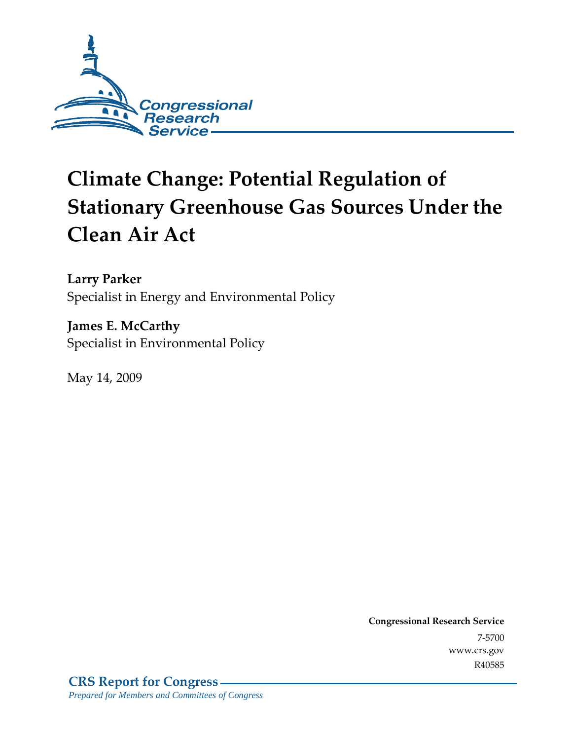Congressional Research Service

# Climate Change: Potential Regulation of Stationary Greenhouse Gas Sources Under the Clean Air Act

**Larry Parker**
Specialist in Energy and Environmental Policy

**James E. McCarthy**
Specialist in Environmental Policy

May 14, 2009

**Congressional Research Service**
7-5700
www.crs.gov
R40585

**CRS Report for Congress**
*Prepared for Members and Committees of Congress*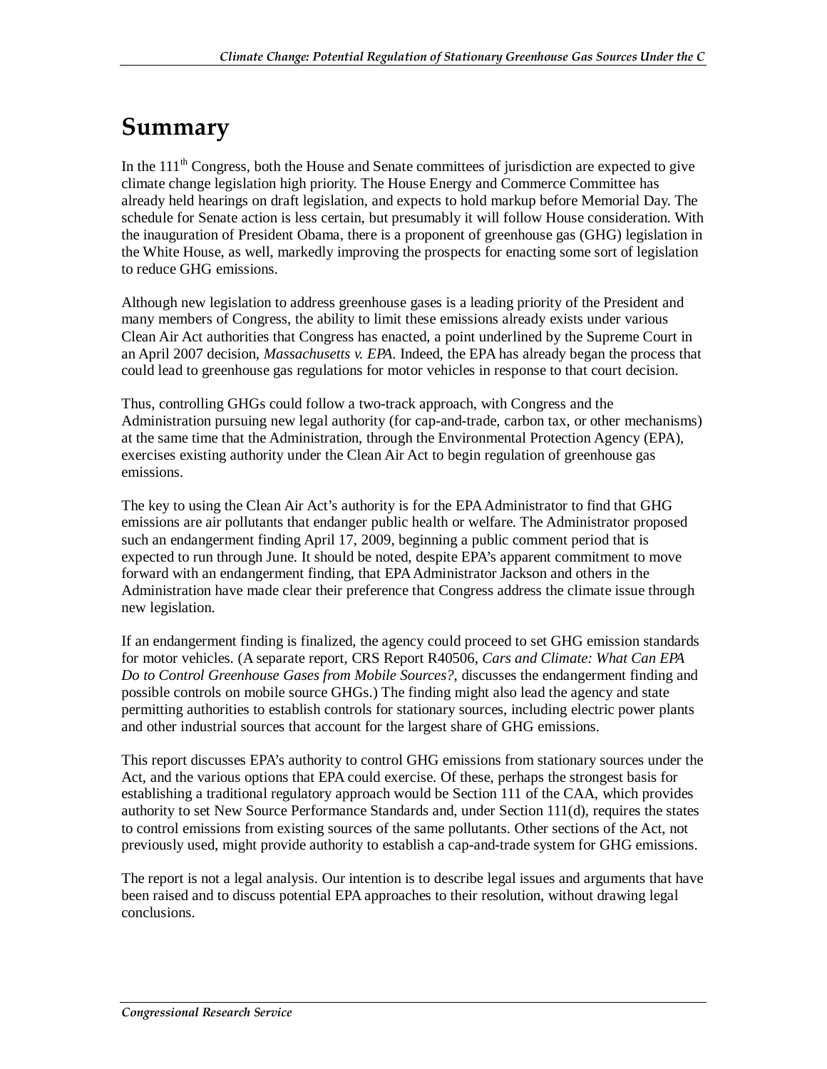# Summary

In the 111th Congress, both the House and Senate committees of jurisdiction are expected to give climate change legislation high priority. The House Energy and Commerce Committee has already held hearings on draft legislation, and expects to hold markup before Memorial Day. The schedule for Senate action is less certain, but presumably it will follow House consideration. With the inauguration of President Obama, there is a proponent of greenhouse gas (GHG) legislation in the White House, as well, markedly improving the prospects for enacting some sort of legislation to reduce GHG emissions.

Although new legislation to address greenhouse gases is a leading priority of the President and many members of Congress, the ability to limit these emissions already exists under various Clean Air Act authorities that Congress has enacted, a point underlined by the Supreme Court in an April 2007 decision, *Massachusetts v. EPA*. Indeed, the EPA has already began the process that could lead to greenhouse gas regulations for motor vehicles in response to that court decision.

Thus, controlling GHGs could follow a two-track approach, with Congress and the Administration pursuing new legal authority (for cap-and-trade, carbon tax, or other mechanisms) at the same time that the Administration, through the Environmental Protection Agency (EPA), exercises existing authority under the Clean Air Act to begin regulation of greenhouse gas emissions.

The key to using the Clean Air Act's authority is for the EPA Administrator to find that GHG emissions are air pollutants that endanger public health or welfare. The Administrator proposed such an endangerment finding April 17, 2009, beginning a public comment period that is expected to run through June. It should be noted, despite EPA's apparent commitment to move forward with an endangerment finding, that EPA Administrator Jackson and others in the Administration have made clear their preference that Congress address the climate issue through new legislation.

If an endangerment finding is finalized, the agency could proceed to set GHG emission standards for motor vehicles. (A separate report, CRS Report R40506, *Cars and Climate: What Can EPA Do to Control Greenhouse Gases from Mobile Sources?*, discusses the endangerment finding and possible controls on mobile source GHGs.) The finding might also lead the agency and state permitting authorities to establish controls for stationary sources, including electric power plants and other industrial sources that account for the largest share of GHG emissions.

This report discusses EPA's authority to control GHG emissions from stationary sources under the Act, and the various options that EPA could exercise. Of these, perhaps the strongest basis for establishing a traditional regulatory approach would be Section 111 of the CAA, which provides authority to set New Source Performance Standards and, under Section 111(d), requires the states to control emissions from existing sources of the same pollutants. Other sections of the Act, not previously used, might provide authority to establish a cap-and-trade system for GHG emissions.

The report is not a legal analysis. Our intention is to describe legal issues and arguments that have been raised and to discuss potential EPA approaches to their resolution, without drawing legal conclusions.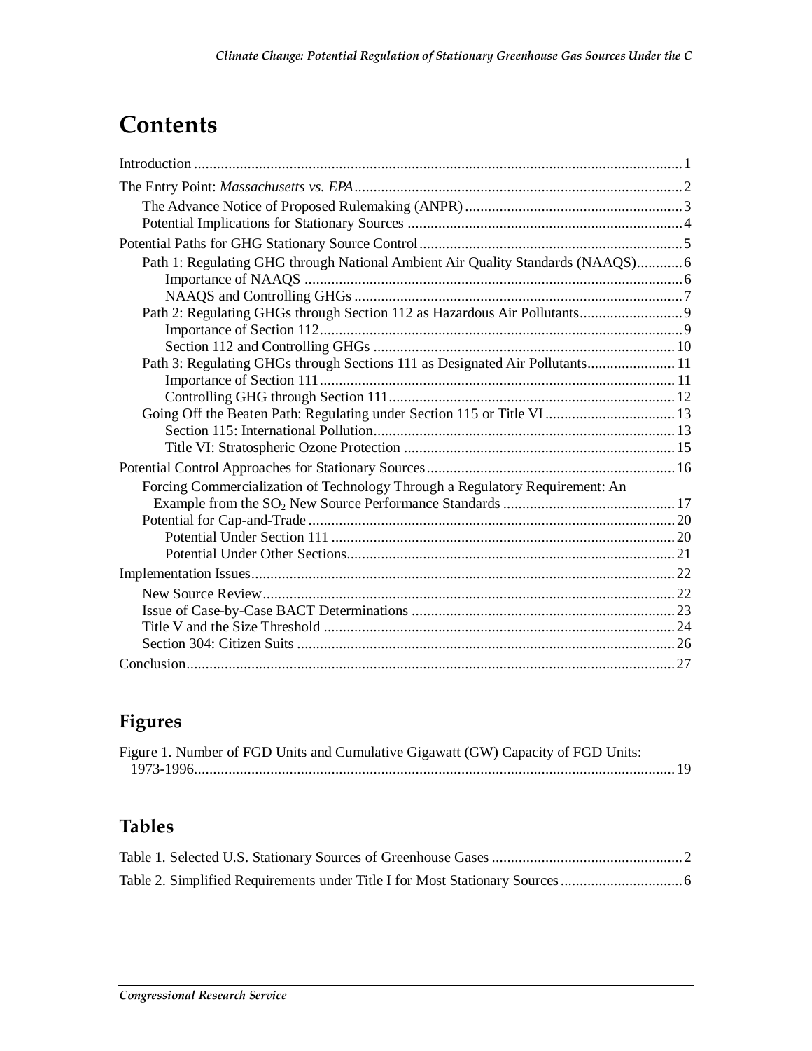# Contents

Introduction ... 1

The Entry Point: *Massachusetts vs. EPA* ... 2

- The Advance Notice of Proposed Rulemaking (ANPR) ... 3
- Potential Implications for Stationary Sources ... 4

Potential Paths for GHG Stationary Source Control ... 5

- Path 1: Regulating GHG through National Ambient Air Quality Standards (NAAQS) ... 6
  - Importance of NAAQS ... 6
  - NAAQS and Controlling GHGs ... 7
- Path 2: Regulating GHGs through Section 112 as Hazardous Air Pollutants ... 9
  - Importance of Section 112 ... 9
  - Section 112 and Controlling GHGs ... 10
- Path 3: Regulating GHGs through Sections 111 as Designated Air Pollutants ... 11
  - Importance of Section 111 ... 11
  - Controlling GHG through Section 111 ... 12
- Going Off the Beaten Path: Regulating under Section 115 or Title VI ... 13
  - Section 115: International Pollution ... 13
  - Title VI: Stratospheric Ozone Protection ... 15

Potential Control Approaches for Stationary Sources ... 16

- Forcing Commercialization of Technology Through a Regulatory Requirement: An Example from the $SO_2$ New Source Performance Standards ... 17
- Potential for Cap-and-Trade ... 20
  - Potential Under Section 111 ... 20
  - Potential Under Other Sections ... 21

Implementation Issues ... 22

- New Source Review ... 22
- Issue of Case-by-Case BACT Determinations ... 23
- Title V and the Size Threshold ... 24
- Section 304: Citizen Suits ... 26

Conclusion ... 27

## Figures

Figure 1. Number of FGD Units and Cumulative Gigawatt (GW) Capacity of FGD Units: 1973-1996 ... 19

## Tables

Table 1. Selected U.S. Stationary Sources of Greenhouse Gases ... 2

Table 2. Simplified Requirements under Title I for Most Stationary Sources ... 6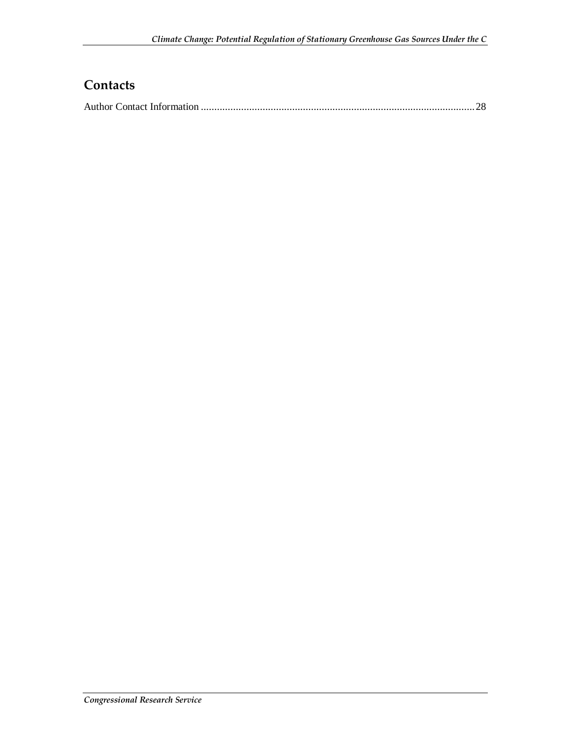## Contacts

Author Contact Information ........................................................................................................ 28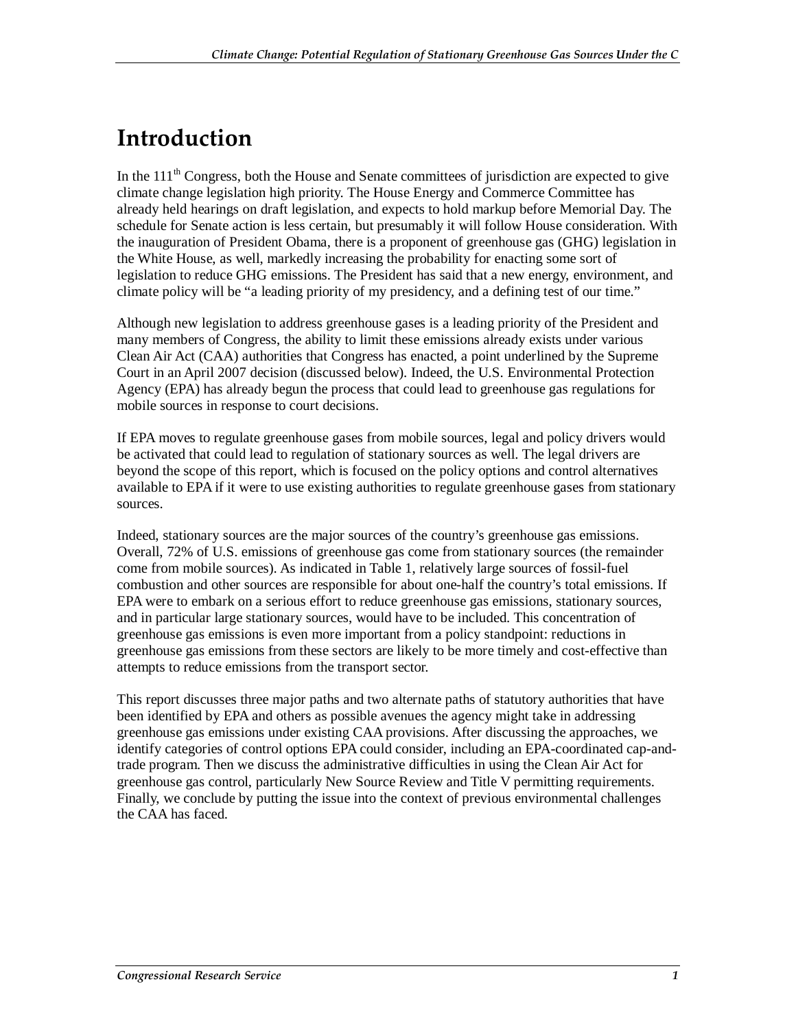# Introduction

In the 111th Congress, both the House and Senate committees of jurisdiction are expected to give climate change legislation high priority. The House Energy and Commerce Committee has already held hearings on draft legislation, and expects to hold markup before Memorial Day. The schedule for Senate action is less certain, but presumably it will follow House consideration. With the inauguration of President Obama, there is a proponent of greenhouse gas (GHG) legislation in the White House, as well, markedly increasing the probability for enacting some sort of legislation to reduce GHG emissions. The President has said that a new energy, environment, and climate policy will be "a leading priority of my presidency, and a defining test of our time."

Although new legislation to address greenhouse gases is a leading priority of the President and many members of Congress, the ability to limit these emissions already exists under various Clean Air Act (CAA) authorities that Congress has enacted, a point underlined by the Supreme Court in an April 2007 decision (discussed below). Indeed, the U.S. Environmental Protection Agency (EPA) has already begun the process that could lead to greenhouse gas regulations for mobile sources in response to court decisions.

If EPA moves to regulate greenhouse gases from mobile sources, legal and policy drivers would be activated that could lead to regulation of stationary sources as well. The legal drivers are beyond the scope of this report, which is focused on the policy options and control alternatives available to EPA if it were to use existing authorities to regulate greenhouse gases from stationary sources.

Indeed, stationary sources are the major sources of the country's greenhouse gas emissions. Overall, 72% of U.S. emissions of greenhouse gas come from stationary sources (the remainder come from mobile sources). As indicated in Table 1, relatively large sources of fossil-fuel combustion and other sources are responsible for about one-half the country's total emissions. If EPA were to embark on a serious effort to reduce greenhouse gas emissions, stationary sources, and in particular large stationary sources, would have to be included. This concentration of greenhouse gas emissions is even more important from a policy standpoint: reductions in greenhouse gas emissions from these sectors are likely to be more timely and cost-effective than attempts to reduce emissions from the transport sector.

This report discusses three major paths and two alternate paths of statutory authorities that have been identified by EPA and others as possible avenues the agency might take in addressing greenhouse gas emissions under existing CAA provisions. After discussing the approaches, we identify categories of control options EPA could consider, including an EPA-coordinated cap-and-trade program. Then we discuss the administrative difficulties in using the Clean Air Act for greenhouse gas control, particularly New Source Review and Title V permitting requirements. Finally, we conclude by putting the issue into the context of previous environmental challenges the CAA has faced.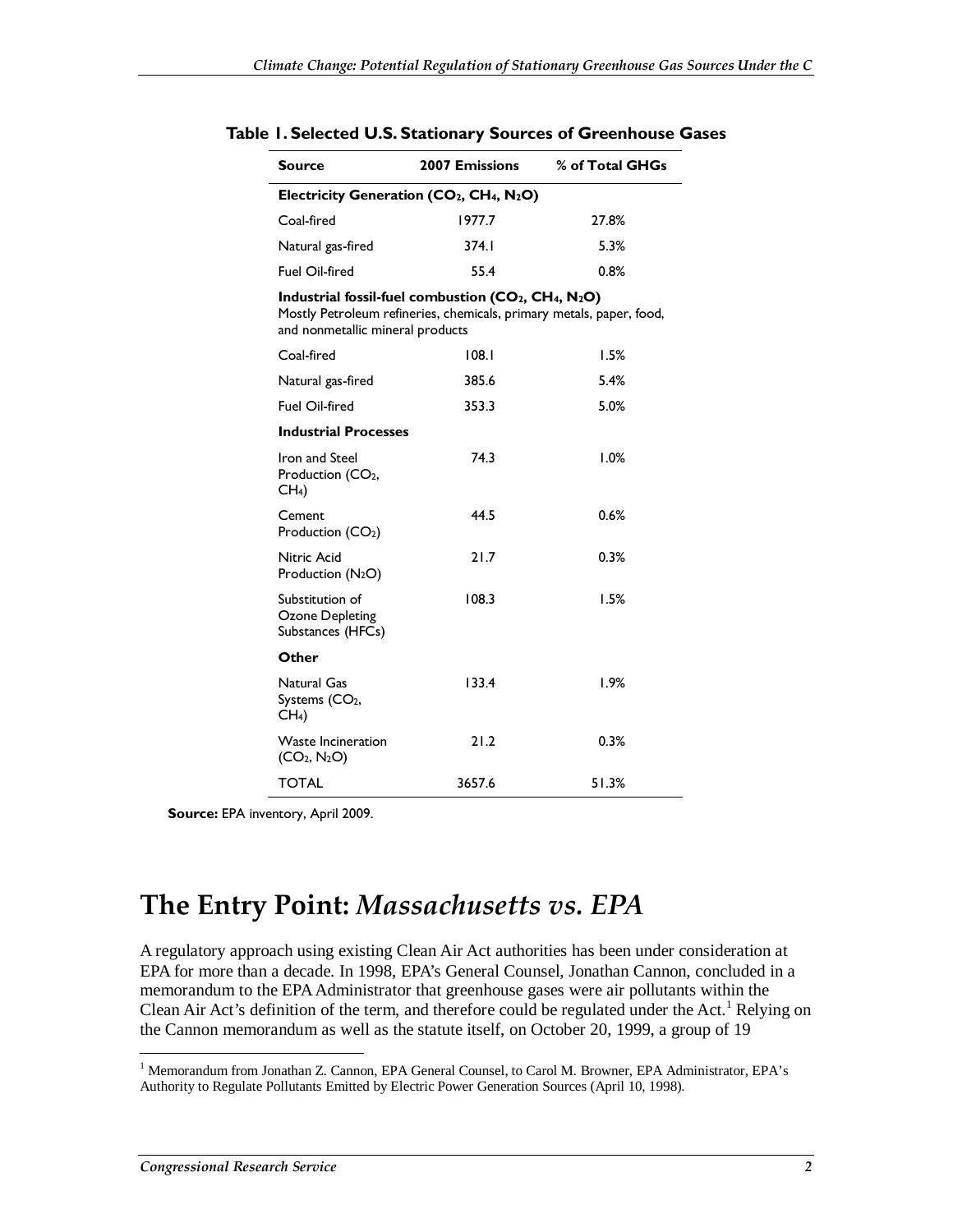**Table 1. Selected U.S. Stationary Sources of Greenhouse Gases**

| Source | 2007 Emissions | % of Total GHGs |
|---|---|---|
| **Electricity Generation ($CO_2$, $CH_4$, $N_2O$)** | | |
| Coal-fired | 1977.7 | 27.8% |
| Natural gas-fired | 374.1 | 5.3% |
| Fuel Oil-fired | 55.4 | 0.8% |
| **Industrial fossil-fuel combustion ($CO_2$, $CH_4$, $N_2O$)** Mostly Petroleum refineries, chemicals, primary metals, paper, food, and nonmetallic mineral products | | |
| Coal-fired | 108.1 | 1.5% |
| Natural gas-fired | 385.6 | 5.4% |
| Fuel Oil-fired | 353.3 | 5.0% |
| **Industrial Processes** | | |
| Iron and Steel Production ($CO_2$, $CH_4$) | 74.3 | 1.0% |
| Cement Production ($CO_2$) | 44.5 | 0.6% |
| Nitric Acid Production ($N_2O$) | 21.7 | 0.3% |
| Substitution of Ozone Depleting Substances (HFCs) | 108.3 | 1.5% |
| **Other** | | |
| Natural Gas Systems ($CO_2$, $CH_4$) | 133.4 | 1.9% |
| Waste Incineration ($CO_2$, $N_2O$) | 21.2 | 0.3% |
| TOTAL | 3657.6 | 51.3% |

**Source:** EPA inventory, April 2009.

# The Entry Point: *Massachusetts vs. EPA*

A regulatory approach using existing Clean Air Act authorities has been under consideration at EPA for more than a decade. In 1998, EPA's General Counsel, Jonathan Cannon, concluded in a memorandum to the EPA Administrator that greenhouse gases were air pollutants within the Clean Air Act's definition of the term, and therefore could be regulated under the Act.[1] Relying on the Cannon memorandum as well as the statute itself, on October 20, 1999, a group of 19

[1] Memorandum from Jonathan Z. Cannon, EPA General Counsel, to Carol M. Browner, EPA Administrator, EPA's Authority to Regulate Pollutants Emitted by Electric Power Generation Sources (April 10, 1998).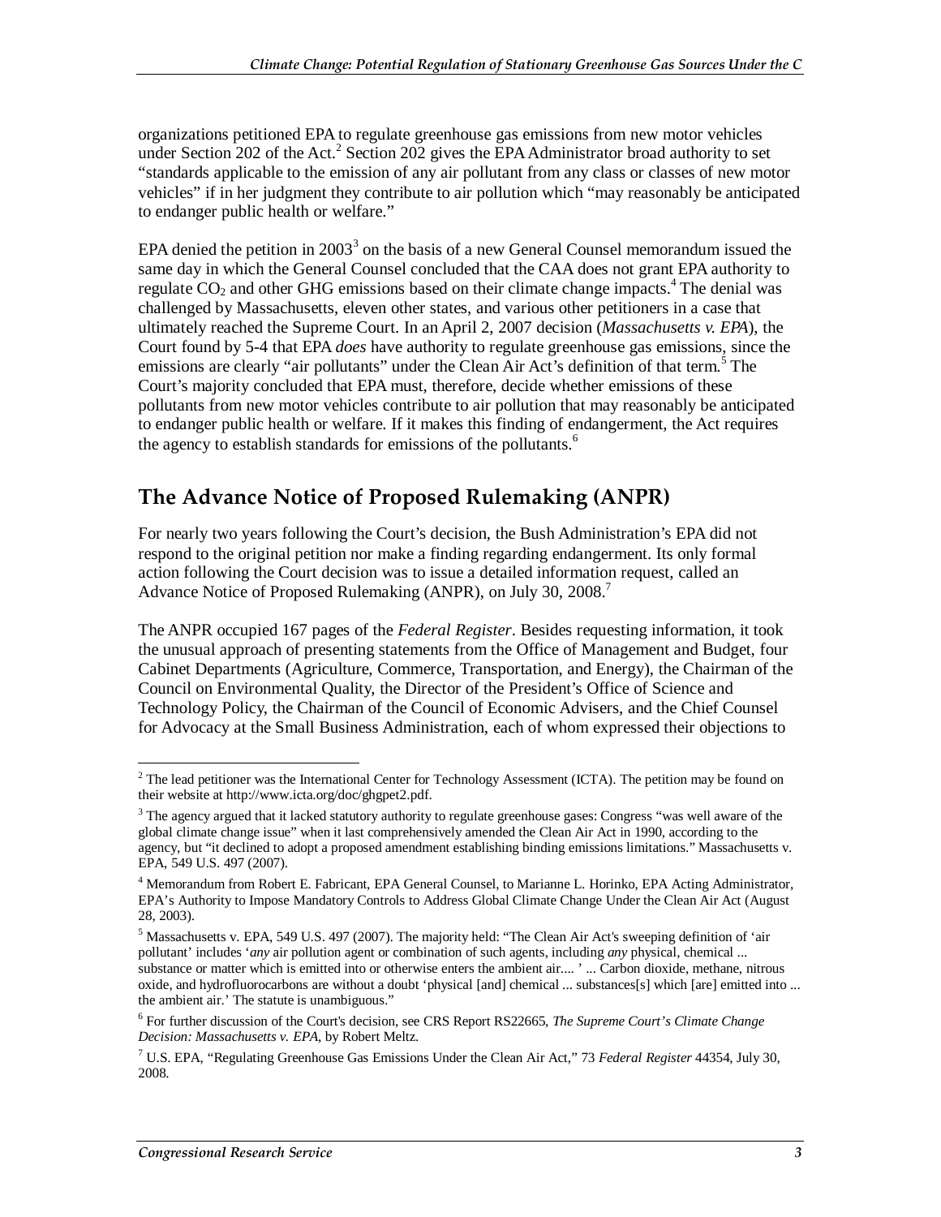organizations petitioned EPA to regulate greenhouse gas emissions from new motor vehicles under Section 202 of the Act.[2] Section 202 gives the EPA Administrator broad authority to set "standards applicable to the emission of any air pollutant from any class or classes of new motor vehicles" if in her judgment they contribute to air pollution which "may reasonably be anticipated to endanger public health or welfare."

EPA denied the petition in 2003[3] on the basis of a new General Counsel memorandum issued the same day in which the General Counsel concluded that the CAA does not grant EPA authority to regulate $CO_2$ and other GHG emissions based on their climate change impacts.[4] The denial was challenged by Massachusetts, eleven other states, and various other petitioners in a case that ultimately reached the Supreme Court. In an April 2, 2007 decision (*Massachusetts v. EPA*), the Court found by 5-4 that EPA *does* have authority to regulate greenhouse gas emissions, since the emissions are clearly "air pollutants" under the Clean Air Act's definition of that term.[5] The Court's majority concluded that EPA must, therefore, decide whether emissions of these pollutants from new motor vehicles contribute to air pollution that may reasonably be anticipated to endanger public health or welfare. If it makes this finding of endangerment, the Act requires the agency to establish standards for emissions of the pollutants.[6]

## The Advance Notice of Proposed Rulemaking (ANPR)

For nearly two years following the Court's decision, the Bush Administration's EPA did not respond to the original petition nor make a finding regarding endangerment. Its only formal action following the Court decision was to issue a detailed information request, called an Advance Notice of Proposed Rulemaking (ANPR), on July 30, 2008.[7]

The ANPR occupied 167 pages of the *Federal Register*. Besides requesting information, it took the unusual approach of presenting statements from the Office of Management and Budget, four Cabinet Departments (Agriculture, Commerce, Transportation, and Energy), the Chairman of the Council on Environmental Quality, the Director of the President's Office of Science and Technology Policy, the Chairman of the Council of Economic Advisers, and the Chief Counsel for Advocacy at the Small Business Administration, each of whom expressed their objections to

---

[2] The lead petitioner was the International Center for Technology Assessment (ICTA). The petition may be found on their website at http://www.icta.org/doc/ghgpet2.pdf.

[3] The agency argued that it lacked statutory authority to regulate greenhouse gases: Congress "was well aware of the global climate change issue" when it last comprehensively amended the Clean Air Act in 1990, according to the agency, but "it declined to adopt a proposed amendment establishing binding emissions limitations." Massachusetts v. EPA, 549 U.S. 497 (2007).

[4] Memorandum from Robert E. Fabricant, EPA General Counsel, to Marianne L. Horinko, EPA Acting Administrator, EPA's Authority to Impose Mandatory Controls to Address Global Climate Change Under the Clean Air Act (August 28, 2003).

[5] Massachusetts v. EPA, 549 U.S. 497 (2007). The majority held: "The Clean Air Act's sweeping definition of 'air pollutant' includes '*any* air pollution agent or combination of such agents, including *any* physical, chemical ... substance or matter which is emitted into or otherwise enters the ambient air.... ' ... Carbon dioxide, methane, nitrous oxide, and hydrofluorocarbons are without a doubt 'physical [and] chemical ... substances[s] which [are] emitted into ... the ambient air.' The statute is unambiguous."

[6] For further discussion of the Court's decision, see CRS Report RS22665, *The Supreme Court's Climate Change Decision: Massachusetts v. EPA*, by Robert Meltz.

[7] U.S. EPA, "Regulating Greenhouse Gas Emissions Under the Clean Air Act," 73 *Federal Register* 44354, July 30, 2008.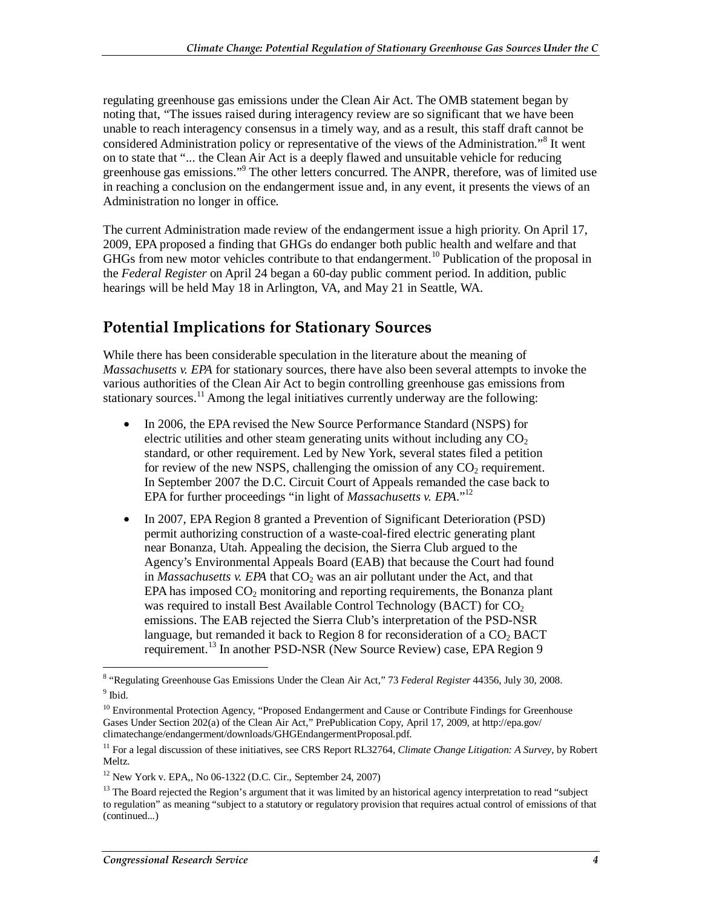regulating greenhouse gas emissions under the Clean Air Act. The OMB statement began by noting that, "The issues raised during interagency review are so significant that we have been unable to reach interagency consensus in a timely way, and as a result, this staff draft cannot be considered Administration policy or representative of the views of the Administration."[8] It went on to state that "... the Clean Air Act is a deeply flawed and unsuitable vehicle for reducing greenhouse gas emissions."[9] The other letters concurred. The ANPR, therefore, was of limited use in reaching a conclusion on the endangerment issue and, in any event, it presents the views of an Administration no longer in office.

The current Administration made review of the endangerment issue a high priority. On April 17, 2009, EPA proposed a finding that GHGs do endanger both public health and welfare and that GHGs from new motor vehicles contribute to that endangerment.[10] Publication of the proposal in the *Federal Register* on April 24 began a 60-day public comment period. In addition, public hearings will be held May 18 in Arlington, VA, and May 21 in Seattle, WA.

## Potential Implications for Stationary Sources

While there has been considerable speculation in the literature about the meaning of *Massachusetts v. EPA* for stationary sources, there have also been several attempts to invoke the various authorities of the Clean Air Act to begin controlling greenhouse gas emissions from stationary sources.[11] Among the legal initiatives currently underway are the following:

- In 2006, the EPA revised the New Source Performance Standard (NSPS) for electric utilities and other steam generating units without including any $CO_2$ standard, or other requirement. Led by New York, several states filed a petition for review of the new NSPS, challenging the omission of any $CO_2$ requirement. In September 2007 the D.C. Circuit Court of Appeals remanded the case back to EPA for further proceedings "in light of *Massachusetts v. EPA*."[12]
- In 2007, EPA Region 8 granted a Prevention of Significant Deterioration (PSD) permit authorizing construction of a waste-coal-fired electric generating plant near Bonanza, Utah. Appealing the decision, the Sierra Club argued to the Agency's Environmental Appeals Board (EAB) that because the Court had found in *Massachusetts v. EPA* that $CO_2$ was an air pollutant under the Act, and that EPA has imposed $CO_2$ monitoring and reporting requirements, the Bonanza plant was required to install Best Available Control Technology (BACT) for $CO_2$ emissions. The EAB rejected the Sierra Club's interpretation of the PSD-NSR language, but remanded it back to Region 8 for reconsideration of a $CO_2$ BACT requirement.[13] In another PSD-NSR (New Source Review) case, EPA Region 9

---

[8] "Regulating Greenhouse Gas Emissions Under the Clean Air Act," 73 *Federal Register* 44356, July 30, 2008.

[9] Ibid.

[10] Environmental Protection Agency, "Proposed Endangerment and Cause or Contribute Findings for Greenhouse Gases Under Section 202(a) of the Clean Air Act," PrePublication Copy, April 17, 2009, at http://epa.gov/climatechange/endangerment/downloads/GHGEndangermentProposal.pdf.

[11] For a legal discussion of these initiatives, see CRS Report RL32764, *Climate Change Litigation: A Survey*, by Robert Meltz.

[12] New York v. EPA,, No 06-1322 (D.C. Cir., September 24, 2007)

[13] The Board rejected the Region's argument that it was limited by an historical agency interpretation to read "subject to regulation" as meaning "subject to a statutory or regulatory provision that requires actual control of emissions of that (continued...)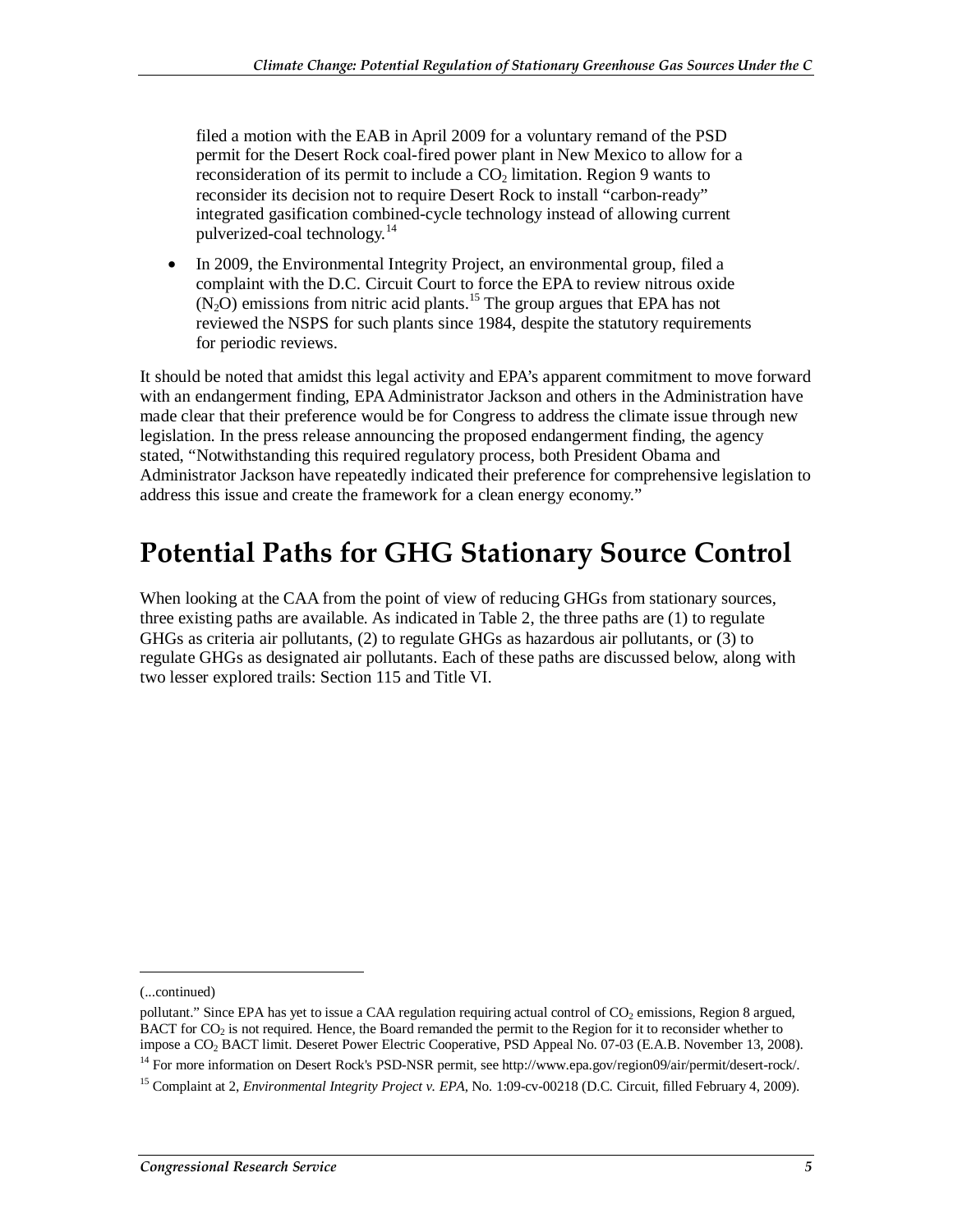filed a motion with the EAB in April 2009 for a voluntary remand of the PSD permit for the Desert Rock coal-fired power plant in New Mexico to allow for a reconsideration of its permit to include a $CO_2$ limitation. Region 9 wants to reconsider its decision not to require Desert Rock to install "carbon-ready" integrated gasification combined-cycle technology instead of allowing current pulverized-coal technology.[14]

- In 2009, the Environmental Integrity Project, an environmental group, filed a complaint with the D.C. Circuit Court to force the EPA to review nitrous oxide ($N_2O$) emissions from nitric acid plants.[15] The group argues that EPA has not reviewed the NSPS for such plants since 1984, despite the statutory requirements for periodic reviews.

It should be noted that amidst this legal activity and EPA's apparent commitment to move forward with an endangerment finding, EPA Administrator Jackson and others in the Administration have made clear that their preference would be for Congress to address the climate issue through new legislation. In the press release announcing the proposed endangerment finding, the agency stated, "Notwithstanding this required regulatory process, both President Obama and Administrator Jackson have repeatedly indicated their preference for comprehensive legislation to address this issue and create the framework for a clean energy economy."

# Potential Paths for GHG Stationary Source Control

When looking at the CAA from the point of view of reducing GHGs from stationary sources, three existing paths are available. As indicated in Table 2, the three paths are (1) to regulate GHGs as criteria air pollutants, (2) to regulate GHGs as hazardous air pollutants, or (3) to regulate GHGs as designated air pollutants. Each of these paths are discussed below, along with two lesser explored trails: Section 115 and Title VI.

---

(...continued)

pollutant." Since EPA has yet to issue a CAA regulation requiring actual control of $CO_2$ emissions, Region 8 argued, BACT for $CO_2$ is not required. Hence, the Board remanded the permit to the Region for it to reconsider whether to impose a $CO_2$ BACT limit. Deseret Power Electric Cooperative, PSD Appeal No. 07-03 (E.A.B. November 13, 2008).

[14] For more information on Desert Rock's PSD-NSR permit, see http://www.epa.gov/region09/air/permit/desert-rock/.

[15] Complaint at 2, *Environmental Integrity Project v. EPA*, No. 1:09-cv-00218 (D.C. Circuit, filled February 4, 2009).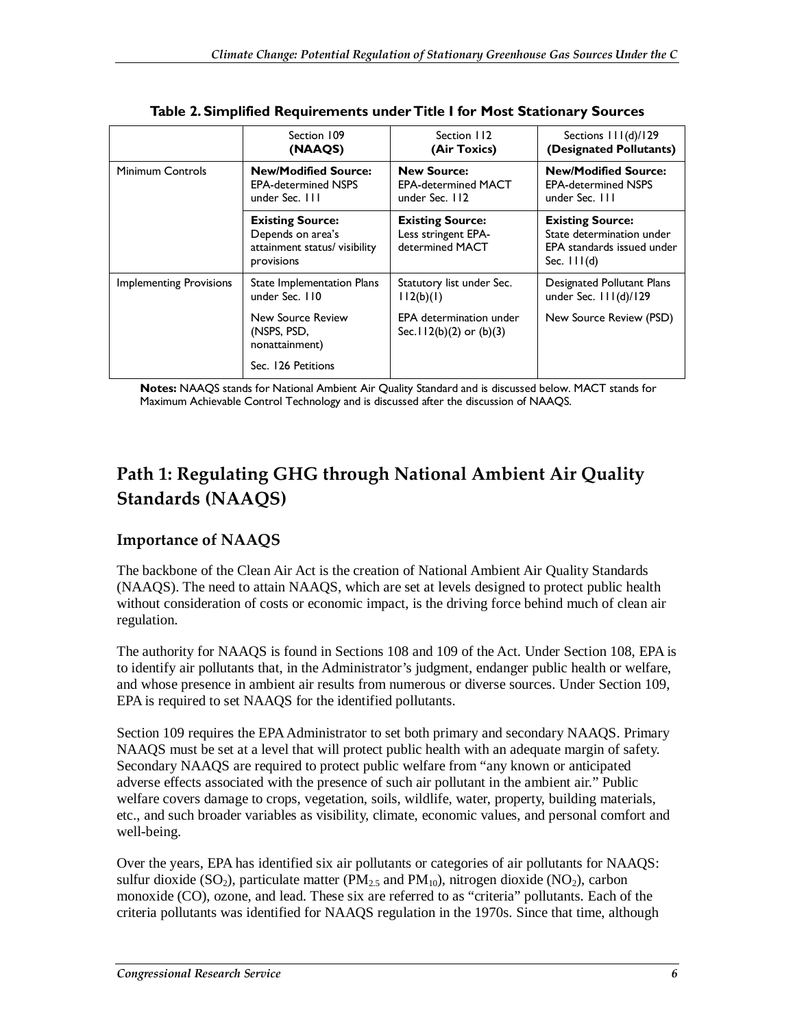**Table 2. Simplified Requirements under Title I for Most Stationary Sources**

| | Section 109 **(NAAQS)** | Section 112 **(Air Toxics)** | Sections 111(d)/129 **(Designated Pollutants)** |
|---|---|---|---|
| Minimum Controls | **New/Modified Source:** EPA-determined NSPS under Sec. 111 | **New Source:** EPA-determined MACT under Sec. 112 | **New/Modified Source:** EPA-determined NSPS under Sec. 111 |
| | **Existing Source:** Depends on area's attainment status/ visibility provisions | **Existing Source:** Less stringent EPA-determined MACT | **Existing Source:** State determination under EPA standards issued under Sec. 111(d) |
| Implementing Provisions | State Implementation Plans under Sec. 110<br>New Source Review (NSPS, PSD, nonattainment)<br>Sec. 126 Petitions | Statutory list under Sec. 112(b)(1)<br>EPA determination under Sec.112(b)(2) or (b)(3) | Designated Pollutant Plans under Sec. 111(d)/129<br>New Source Review (PSD) |

**Notes:** NAAQS stands for National Ambient Air Quality Standard and is discussed below. MACT stands for Maximum Achievable Control Technology and is discussed after the discussion of NAAQS.

## Path 1: Regulating GHG through National Ambient Air Quality Standards (NAAQS)

### Importance of NAAQS

The backbone of the Clean Air Act is the creation of National Ambient Air Quality Standards (NAAQS). The need to attain NAAQS, which are set at levels designed to protect public health without consideration of costs or economic impact, is the driving force behind much of clean air regulation.

The authority for NAAQS is found in Sections 108 and 109 of the Act. Under Section 108, EPA is to identify air pollutants that, in the Administrator's judgment, endanger public health or welfare, and whose presence in ambient air results from numerous or diverse sources. Under Section 109, EPA is required to set NAAQS for the identified pollutants.

Section 109 requires the EPA Administrator to set both primary and secondary NAAQS. Primary NAAQS must be set at a level that will protect public health with an adequate margin of safety. Secondary NAAQS are required to protect public welfare from "any known or anticipated adverse effects associated with the presence of such air pollutant in the ambient air." Public welfare covers damage to crops, vegetation, soils, wildlife, water, property, building materials, etc., and such broader variables as visibility, climate, economic values, and personal comfort and well-being.

Over the years, EPA has identified six air pollutants or categories of air pollutants for NAAQS: sulfur dioxide ($SO_2$), particulate matter ($PM_{2.5}$ and $PM_{10}$), nitrogen dioxide ($NO_2$), carbon monoxide (CO), ozone, and lead. These six are referred to as "criteria" pollutants. Each of the criteria pollutants was identified for NAAQS regulation in the 1970s. Since that time, although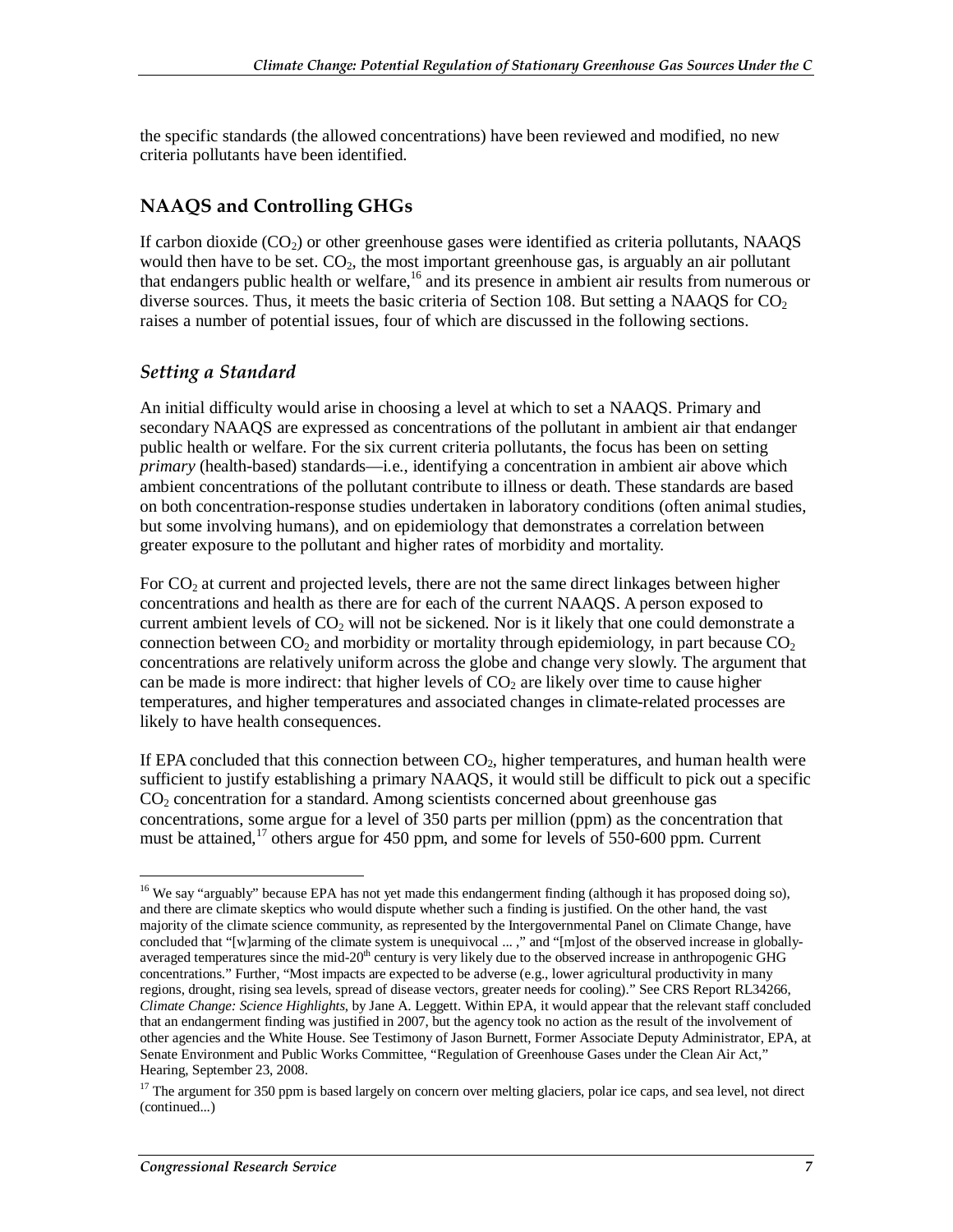the specific standards (the allowed concentrations) have been reviewed and modified, no new criteria pollutants have been identified.

## NAAQS and Controlling GHGs

If carbon dioxide ($CO_2$) or other greenhouse gases were identified as criteria pollutants, NAAQS would then have to be set. $CO_2$, the most important greenhouse gas, is arguably an air pollutant that endangers public health or welfare,[16] and its presence in ambient air results from numerous or diverse sources. Thus, it meets the basic criteria of Section 108. But setting a NAAQS for $CO_2$ raises a number of potential issues, four of which are discussed in the following sections.

### *Setting a Standard*

An initial difficulty would arise in choosing a level at which to set a NAAQS. Primary and secondary NAAQS are expressed as concentrations of the pollutant in ambient air that endanger public health or welfare. For the six current criteria pollutants, the focus has been on setting *primary* (health-based) standards—i.e., identifying a concentration in ambient air above which ambient concentrations of the pollutant contribute to illness or death. These standards are based on both concentration-response studies undertaken in laboratory conditions (often animal studies, but some involving humans), and on epidemiology that demonstrates a correlation between greater exposure to the pollutant and higher rates of morbidity and mortality.

For $CO_2$ at current and projected levels, there are not the same direct linkages between higher concentrations and health as there are for each of the current NAAQS. A person exposed to current ambient levels of $CO_2$ will not be sickened. Nor is it likely that one could demonstrate a connection between $CO_2$ and morbidity or mortality through epidemiology, in part because $CO_2$ concentrations are relatively uniform across the globe and change very slowly. The argument that can be made is more indirect: that higher levels of $CO_2$ are likely over time to cause higher temperatures, and higher temperatures and associated changes in climate-related processes are likely to have health consequences.

If EPA concluded that this connection between $CO_2$, higher temperatures, and human health were sufficient to justify establishing a primary NAAQS, it would still be difficult to pick out a specific $CO_2$ concentration for a standard. Among scientists concerned about greenhouse gas concentrations, some argue for a level of 350 parts per million (ppm) as the concentration that must be attained,[17] others argue for 450 ppm, and some for levels of 550-600 ppm. Current

---

[16] We say "arguably" because EPA has not yet made this endangerment finding (although it has proposed doing so), and there are climate skeptics who would dispute whether such a finding is justified. On the other hand, the vast majority of the climate science community, as represented by the Intergovernmental Panel on Climate Change, have concluded that "[w]arming of the climate system is unequivocal ... ," and "[m]ost of the observed increase in globally-averaged temperatures since the mid-20th century is very likely due to the observed increase in anthropogenic GHG concentrations." Further, "Most impacts are expected to be adverse (e.g., lower agricultural productivity in many regions, drought, rising sea levels, spread of disease vectors, greater needs for cooling)." See CRS Report RL34266, *Climate Change: Science Highlights*, by Jane A. Leggett. Within EPA, it would appear that the relevant staff concluded that an endangerment finding was justified in 2007, but the agency took no action as the result of the involvement of other agencies and the White House. See Testimony of Jason Burnett, Former Associate Deputy Administrator, EPA, at Senate Environment and Public Works Committee, "Regulation of Greenhouse Gases under the Clean Air Act," Hearing, September 23, 2008.

[17] The argument for 350 ppm is based largely on concern over melting glaciers, polar ice caps, and sea level, not direct (continued...)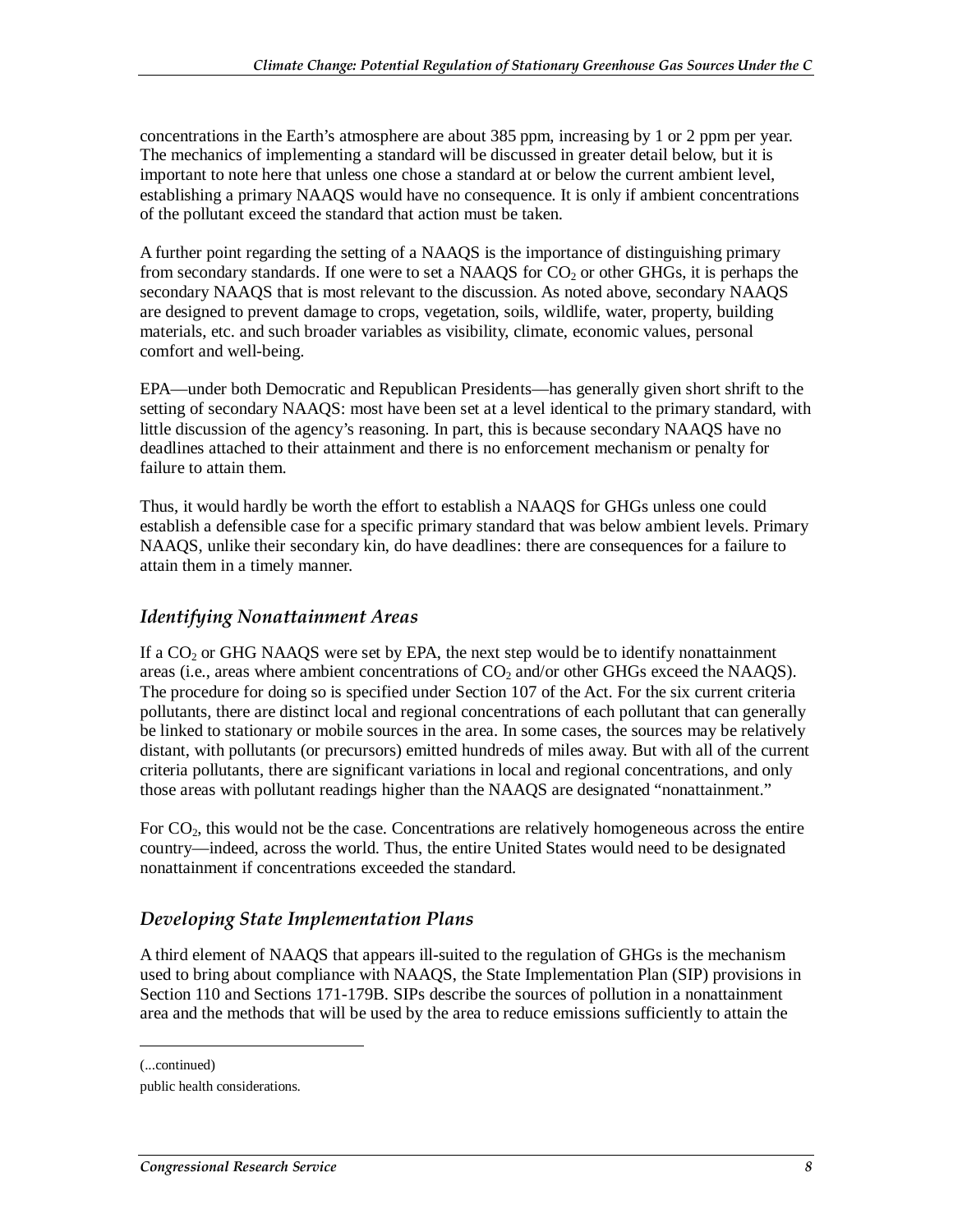concentrations in the Earth's atmosphere are about 385 ppm, increasing by 1 or 2 ppm per year. The mechanics of implementing a standard will be discussed in greater detail below, but it is important to note here that unless one chose a standard at or below the current ambient level, establishing a primary NAAQS would have no consequence. It is only if ambient concentrations of the pollutant exceed the standard that action must be taken.

A further point regarding the setting of a NAAQS is the importance of distinguishing primary from secondary standards. If one were to set a NAAQS for $CO_2$ or other GHGs, it is perhaps the secondary NAAQS that is most relevant to the discussion. As noted above, secondary NAAQS are designed to prevent damage to crops, vegetation, soils, wildlife, water, property, building materials, etc. and such broader variables as visibility, climate, economic values, personal comfort and well-being.

EPA—under both Democratic and Republican Presidents—has generally given short shrift to the setting of secondary NAAQS: most have been set at a level identical to the primary standard, with little discussion of the agency's reasoning. In part, this is because secondary NAAQS have no deadlines attached to their attainment and there is no enforcement mechanism or penalty for failure to attain them.

Thus, it would hardly be worth the effort to establish a NAAQS for GHGs unless one could establish a defensible case for a specific primary standard that was below ambient levels. Primary NAAQS, unlike their secondary kin, do have deadlines: there are consequences for a failure to attain them in a timely manner.

### *Identifying Nonattainment Areas*

If a $CO_2$ or GHG NAAQS were set by EPA, the next step would be to identify nonattainment areas (i.e., areas where ambient concentrations of $CO_2$ and/or other GHGs exceed the NAAQS). The procedure for doing so is specified under Section 107 of the Act. For the six current criteria pollutants, there are distinct local and regional concentrations of each pollutant that can generally be linked to stationary or mobile sources in the area. In some cases, the sources may be relatively distant, with pollutants (or precursors) emitted hundreds of miles away. But with all of the current criteria pollutants, there are significant variations in local and regional concentrations, and only those areas with pollutant readings higher than the NAAQS are designated "nonattainment."

For $CO_2$, this would not be the case. Concentrations are relatively homogeneous across the entire country—indeed, across the world. Thus, the entire United States would need to be designated nonattainment if concentrations exceeded the standard.

### *Developing State Implementation Plans*

A third element of NAAQS that appears ill-suited to the regulation of GHGs is the mechanism used to bring about compliance with NAAQS, the State Implementation Plan (SIP) provisions in Section 110 and Sections 171-179B. SIPs describe the sources of pollution in a nonattainment area and the methods that will be used by the area to reduce emissions sufficiently to attain the

(...continued)

public health considerations.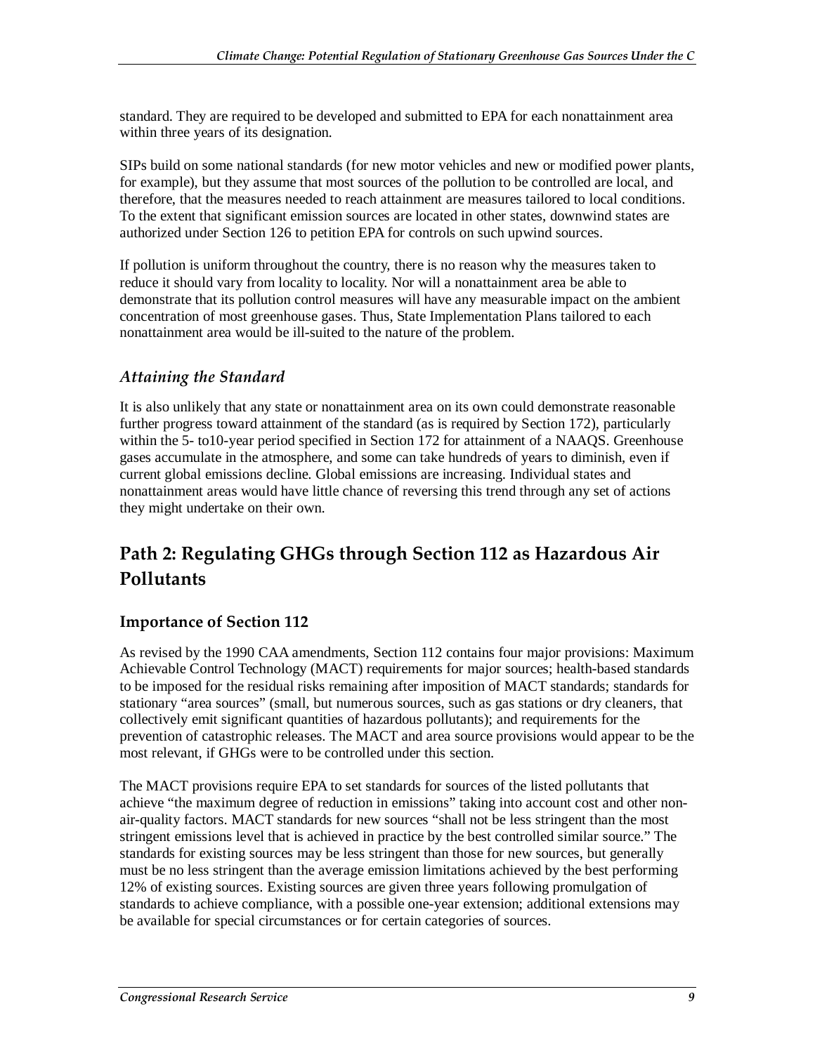standard. They are required to be developed and submitted to EPA for each nonattainment area within three years of its designation.

SIPs build on some national standards (for new motor vehicles and new or modified power plants, for example), but they assume that most sources of the pollution to be controlled are local, and therefore, that the measures needed to reach attainment are measures tailored to local conditions. To the extent that significant emission sources are located in other states, downwind states are authorized under Section 126 to petition EPA for controls on such upwind sources.

If pollution is uniform throughout the country, there is no reason why the measures taken to reduce it should vary from locality to locality. Nor will a nonattainment area be able to demonstrate that its pollution control measures will have any measurable impact on the ambient concentration of most greenhouse gases. Thus, State Implementation Plans tailored to each nonattainment area would be ill-suited to the nature of the problem.

### *Attaining the Standard*

It is also unlikely that any state or nonattainment area on its own could demonstrate reasonable further progress toward attainment of the standard (as is required by Section 172), particularly within the 5- to10-year period specified in Section 172 for attainment of a NAAQS. Greenhouse gases accumulate in the atmosphere, and some can take hundreds of years to diminish, even if current global emissions decline. Global emissions are increasing. Individual states and nonattainment areas would have little chance of reversing this trend through any set of actions they might undertake on their own.

# Path 2: Regulating GHGs through Section 112 as Hazardous Air Pollutants

## Importance of Section 112

As revised by the 1990 CAA amendments, Section 112 contains four major provisions: Maximum Achievable Control Technology (MACT) requirements for major sources; health-based standards to be imposed for the residual risks remaining after imposition of MACT standards; standards for stationary "area sources" (small, but numerous sources, such as gas stations or dry cleaners, that collectively emit significant quantities of hazardous pollutants); and requirements for the prevention of catastrophic releases. The MACT and area source provisions would appear to be the most relevant, if GHGs were to be controlled under this section.

The MACT provisions require EPA to set standards for sources of the listed pollutants that achieve "the maximum degree of reduction in emissions" taking into account cost and other non-air-quality factors. MACT standards for new sources "shall not be less stringent than the most stringent emissions level that is achieved in practice by the best controlled similar source." The standards for existing sources may be less stringent than those for new sources, but generally must be no less stringent than the average emission limitations achieved by the best performing 12% of existing sources. Existing sources are given three years following promulgation of standards to achieve compliance, with a possible one-year extension; additional extensions may be available for special circumstances or for certain categories of sources.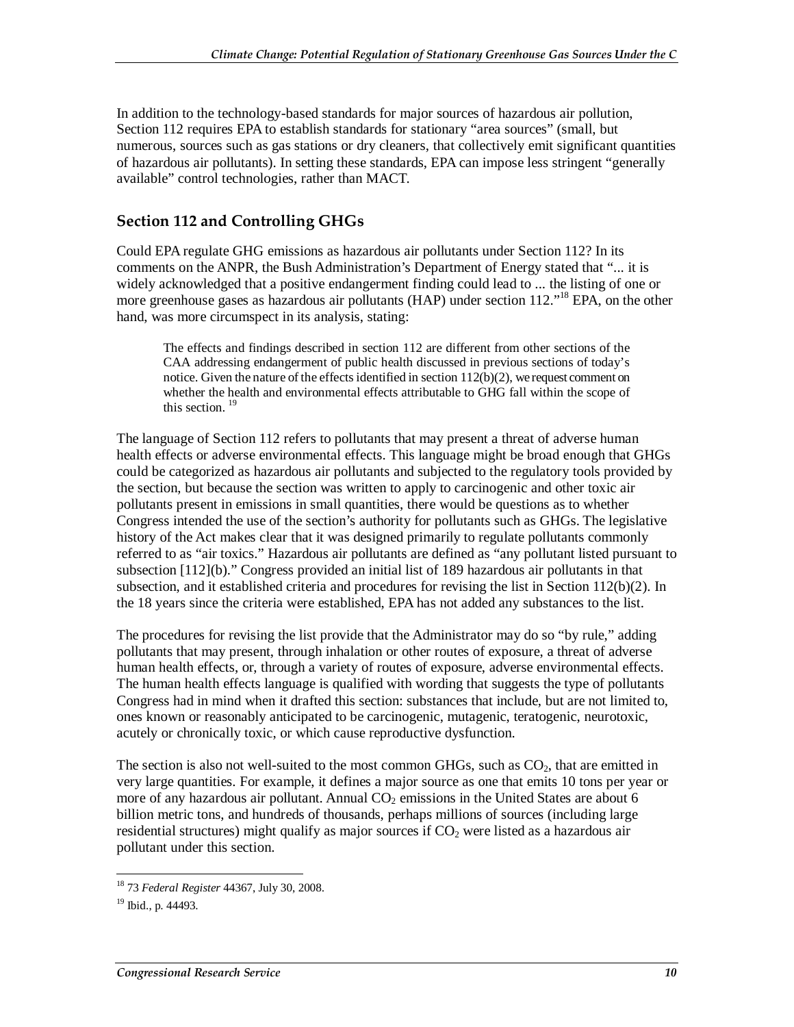In addition to the technology-based standards for major sources of hazardous air pollution, Section 112 requires EPA to establish standards for stationary "area sources" (small, but numerous, sources such as gas stations or dry cleaners, that collectively emit significant quantities of hazardous air pollutants). In setting these standards, EPA can impose less stringent "generally available" control technologies, rather than MACT.

## Section 112 and Controlling GHGs

Could EPA regulate GHG emissions as hazardous air pollutants under Section 112? In its comments on the ANPR, the Bush Administration's Department of Energy stated that "... it is widely acknowledged that a positive endangerment finding could lead to ... the listing of one or more greenhouse gases as hazardous air pollutants (HAP) under section 112."[18] EPA, on the other hand, was more circumspect in its analysis, stating:

> The effects and findings described in section 112 are different from other sections of the CAA addressing endangerment of public health discussed in previous sections of today's notice. Given the nature of the effects identified in section 112(b)(2), we request comment on whether the health and environmental effects attributable to GHG fall within the scope of this section. [19]

The language of Section 112 refers to pollutants that may present a threat of adverse human health effects or adverse environmental effects. This language might be broad enough that GHGs could be categorized as hazardous air pollutants and subjected to the regulatory tools provided by the section, but because the section was written to apply to carcinogenic and other toxic air pollutants present in emissions in small quantities, there would be questions as to whether Congress intended the use of the section's authority for pollutants such as GHGs. The legislative history of the Act makes clear that it was designed primarily to regulate pollutants commonly referred to as "air toxics." Hazardous air pollutants are defined as "any pollutant listed pursuant to subsection [112](b)." Congress provided an initial list of 189 hazardous air pollutants in that subsection, and it established criteria and procedures for revising the list in Section 112(b)(2). In the 18 years since the criteria were established, EPA has not added any substances to the list.

The procedures for revising the list provide that the Administrator may do so "by rule," adding pollutants that may present, through inhalation or other routes of exposure, a threat of adverse human health effects, or, through a variety of routes of exposure, adverse environmental effects. The human health effects language is qualified with wording that suggests the type of pollutants Congress had in mind when it drafted this section: substances that include, but are not limited to, ones known or reasonably anticipated to be carcinogenic, mutagenic, teratogenic, neurotoxic, acutely or chronically toxic, or which cause reproductive dysfunction.

The section is also not well-suited to the most common GHGs, such as $CO_2$, that are emitted in very large quantities. For example, it defines a major source as one that emits 10 tons per year or more of any hazardous air pollutant. Annual $CO_2$ emissions in the United States are about 6 billion metric tons, and hundreds of thousands, perhaps millions of sources (including large residential structures) might qualify as major sources if $CO_2$ were listed as a hazardous air pollutant under this section.

---

[18] 73 *Federal Register* 44367, July 30, 2008.

[19] Ibid., p. 44493.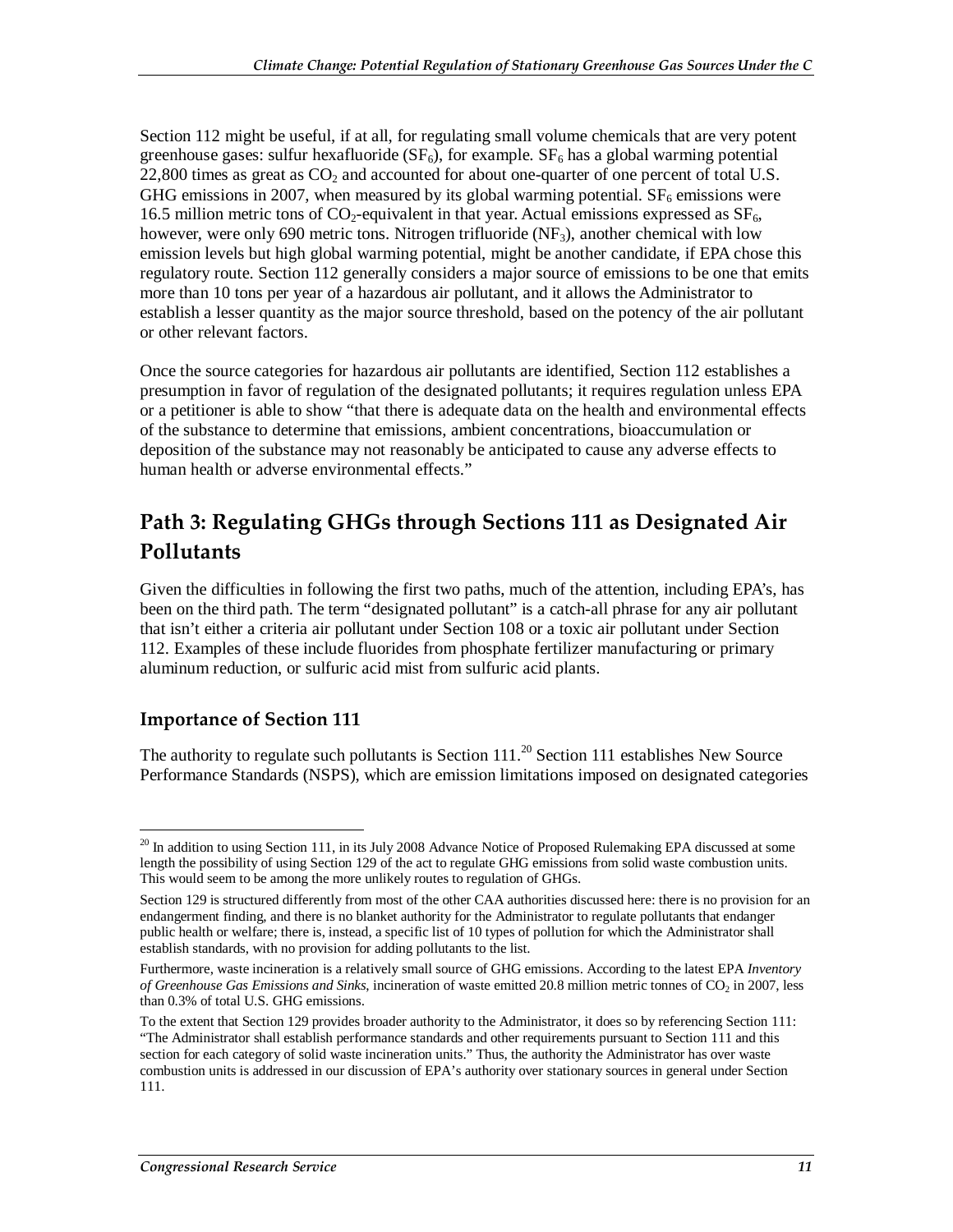Section 112 might be useful, if at all, for regulating small volume chemicals that are very potent greenhouse gases: sulfur hexafluoride ($SF_6$), for example. $SF_6$ has a global warming potential 22,800 times as great as $CO_2$ and accounted for about one-quarter of one percent of total U.S. GHG emissions in 2007, when measured by its global warming potential. $SF_6$ emissions were 16.5 million metric tons of $CO_2$-equivalent in that year. Actual emissions expressed as $SF_6$, however, were only 690 metric tons. Nitrogen trifluoride ($NF_3$), another chemical with low emission levels but high global warming potential, might be another candidate, if EPA chose this regulatory route. Section 112 generally considers a major source of emissions to be one that emits more than 10 tons per year of a hazardous air pollutant, and it allows the Administrator to establish a lesser quantity as the major source threshold, based on the potency of the air pollutant or other relevant factors.

Once the source categories for hazardous air pollutants are identified, Section 112 establishes a presumption in favor of regulation of the designated pollutants; it requires regulation unless EPA or a petitioner is able to show "that there is adequate data on the health and environmental effects of the substance to determine that emissions, ambient concentrations, bioaccumulation or deposition of the substance may not reasonably be anticipated to cause any adverse effects to human health or adverse environmental effects."

## Path 3: Regulating GHGs through Sections 111 as Designated Air Pollutants

Given the difficulties in following the first two paths, much of the attention, including EPA's, has been on the third path. The term "designated pollutant" is a catch-all phrase for any air pollutant that isn't either a criteria air pollutant under Section 108 or a toxic air pollutant under Section 112. Examples of these include fluorides from phosphate fertilizer manufacturing or primary aluminum reduction, or sulfuric acid mist from sulfuric acid plants.

### Importance of Section 111

The authority to regulate such pollutants is Section 111.[20] Section 111 establishes New Source Performance Standards (NSPS), which are emission limitations imposed on designated categories

[20] In addition to using Section 111, in its July 2008 Advance Notice of Proposed Rulemaking EPA discussed at some length the possibility of using Section 129 of the act to regulate GHG emissions from solid waste combustion units. This would seem to be among the more unlikely routes to regulation of GHGs.

Section 129 is structured differently from most of the other CAA authorities discussed here: there is no provision for an endangerment finding, and there is no blanket authority for the Administrator to regulate pollutants that endanger public health or welfare; there is, instead, a specific list of 10 types of pollution for which the Administrator shall establish standards, with no provision for adding pollutants to the list.

Furthermore, waste incineration is a relatively small source of GHG emissions. According to the latest EPA *Inventory of Greenhouse Gas Emissions and Sinks*, incineration of waste emitted 20.8 million metric tonnes of $CO_2$ in 2007, less than 0.3% of total U.S. GHG emissions.

To the extent that Section 129 provides broader authority to the Administrator, it does so by referencing Section 111: "The Administrator shall establish performance standards and other requirements pursuant to Section 111 and this section for each category of solid waste incineration units." Thus, the authority the Administrator has over waste combustion units is addressed in our discussion of EPA's authority over stationary sources in general under Section 111.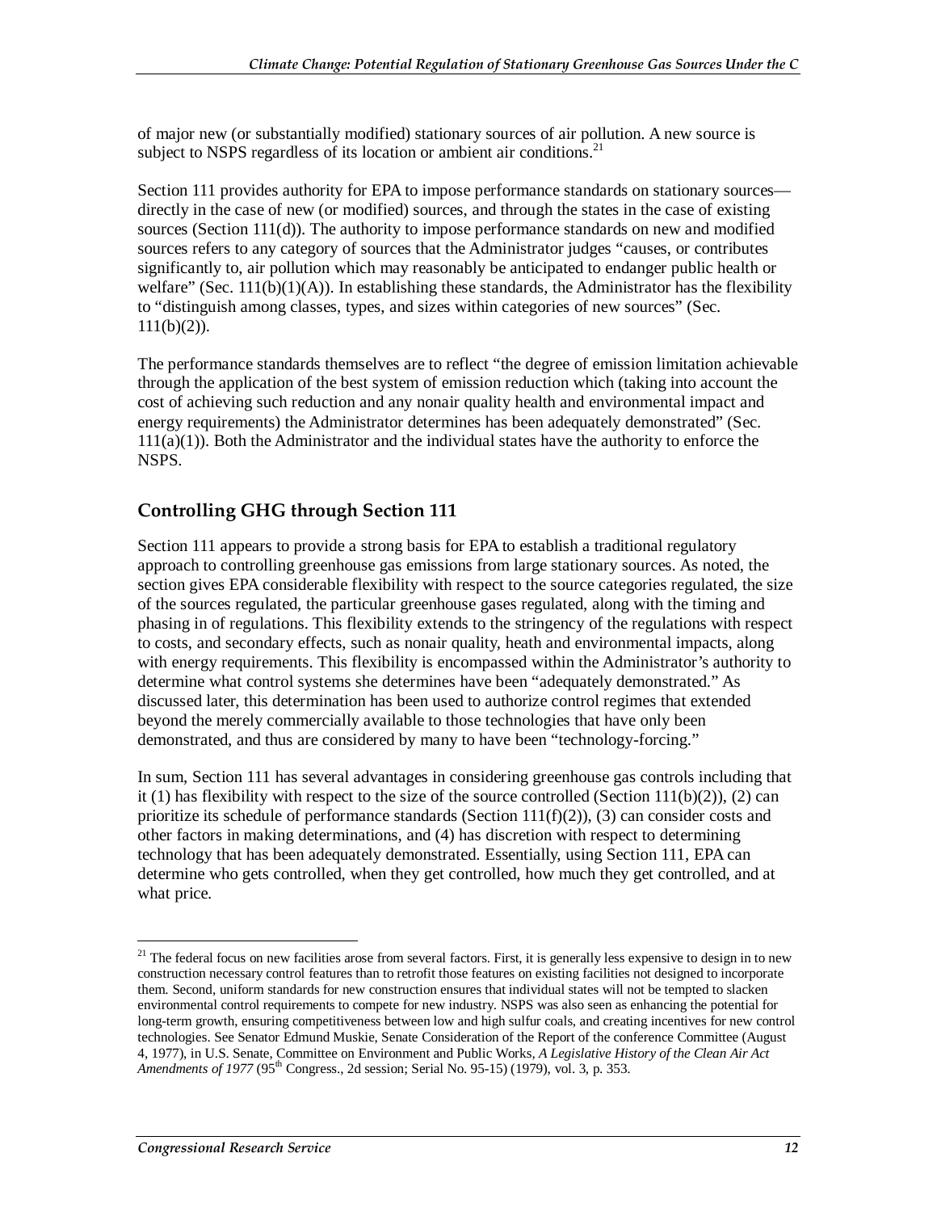of major new (or substantially modified) stationary sources of air pollution. A new source is subject to NSPS regardless of its location or ambient air conditions.[21]

Section 111 provides authority for EPA to impose performance standards on stationary sources—directly in the case of new (or modified) sources, and through the states in the case of existing sources (Section 111(d)). The authority to impose performance standards on new and modified sources refers to any category of sources that the Administrator judges "causes, or contributes significantly to, air pollution which may reasonably be anticipated to endanger public health or welfare" (Sec. 111(b)(1)(A)). In establishing these standards, the Administrator has the flexibility to "distinguish among classes, types, and sizes within categories of new sources" (Sec. 111(b)(2)).

The performance standards themselves are to reflect "the degree of emission limitation achievable through the application of the best system of emission reduction which (taking into account the cost of achieving such reduction and any nonair quality health and environmental impact and energy requirements) the Administrator determines has been adequately demonstrated" (Sec. 111(a)(1)). Both the Administrator and the individual states have the authority to enforce the NSPS.

## Controlling GHG through Section 111

Section 111 appears to provide a strong basis for EPA to establish a traditional regulatory approach to controlling greenhouse gas emissions from large stationary sources. As noted, the section gives EPA considerable flexibility with respect to the source categories regulated, the size of the sources regulated, the particular greenhouse gases regulated, along with the timing and phasing in of regulations. This flexibility extends to the stringency of the regulations with respect to costs, and secondary effects, such as nonair quality, heath and environmental impacts, along with energy requirements. This flexibility is encompassed within the Administrator's authority to determine what control systems she determines have been "adequately demonstrated." As discussed later, this determination has been used to authorize control regimes that extended beyond the merely commercially available to those technologies that have only been demonstrated, and thus are considered by many to have been "technology-forcing."

In sum, Section 111 has several advantages in considering greenhouse gas controls including that it (1) has flexibility with respect to the size of the source controlled (Section 111(b)(2)), (2) can prioritize its schedule of performance standards (Section 111(f)(2)), (3) can consider costs and other factors in making determinations, and (4) has discretion with respect to determining technology that has been adequately demonstrated. Essentially, using Section 111, EPA can determine who gets controlled, when they get controlled, how much they get controlled, and at what price.

---

[21] The federal focus on new facilities arose from several factors. First, it is generally less expensive to design in to new construction necessary control features than to retrofit those features on existing facilities not designed to incorporate them. Second, uniform standards for new construction ensures that individual states will not be tempted to slacken environmental control requirements to compete for new industry. NSPS was also seen as enhancing the potential for long-term growth, ensuring competitiveness between low and high sulfur coals, and creating incentives for new control technologies. See Senator Edmund Muskie, Senate Consideration of the Report of the conference Committee (August 4, 1977), in U.S. Senate, Committee on Environment and Public Works, *A Legislative History of the Clean Air Act Amendments of 1977* (95th Congress., 2d session; Serial No. 95-15) (1979), vol. 3, p. 353.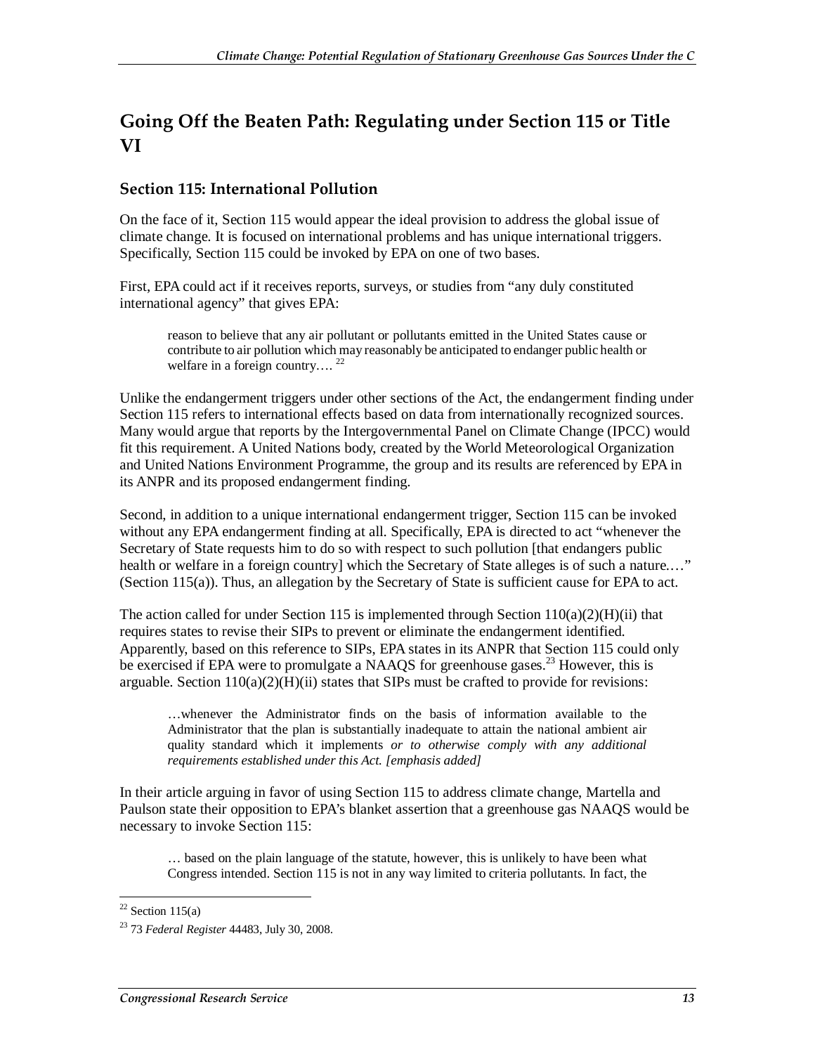## Going Off the Beaten Path: Regulating under Section 115 or Title VI

### Section 115: International Pollution

On the face of it, Section 115 would appear the ideal provision to address the global issue of climate change. It is focused on international problems and has unique international triggers. Specifically, Section 115 could be invoked by EPA on one of two bases.

First, EPA could act if it receives reports, surveys, or studies from "any duly constituted international agency" that gives EPA:

> reason to believe that any air pollutant or pollutants emitted in the United States cause or contribute to air pollution which may reasonably be anticipated to endanger public health or welfare in a foreign country.... [22]

Unlike the endangerment triggers under other sections of the Act, the endangerment finding under Section 115 refers to international effects based on data from internationally recognized sources. Many would argue that reports by the Intergovernmental Panel on Climate Change (IPCC) would fit this requirement. A United Nations body, created by the World Meteorological Organization and United Nations Environment Programme, the group and its results are referenced by EPA in its ANPR and its proposed endangerment finding.

Second, in addition to a unique international endangerment trigger, Section 115 can be invoked without any EPA endangerment finding at all. Specifically, EPA is directed to act "whenever the Secretary of State requests him to do so with respect to such pollution [that endangers public health or welfare in a foreign country] which the Secretary of State alleges is of such a nature...." (Section 115(a)). Thus, an allegation by the Secretary of State is sufficient cause for EPA to act.

The action called for under Section 115 is implemented through Section 110(a)(2)(H)(ii) that requires states to revise their SIPs to prevent or eliminate the endangerment identified. Apparently, based on this reference to SIPs, EPA states in its ANPR that Section 115 could only be exercised if EPA were to promulgate a NAAQS for greenhouse gases.[23] However, this is arguable. Section 110(a)(2)(H)(ii) states that SIPs must be crafted to provide for revisions:

> ...whenever the Administrator finds on the basis of information available to the Administrator that the plan is substantially inadequate to attain the national ambient air quality standard which it implements *or to otherwise comply with any additional requirements established under this Act. [emphasis added]*

In their article arguing in favor of using Section 115 to address climate change, Martella and Paulson state their opposition to EPA's blanket assertion that a greenhouse gas NAAQS would be necessary to invoke Section 115:

> ... based on the plain language of the statute, however, this is unlikely to have been what Congress intended. Section 115 is not in any way limited to criteria pollutants. In fact, the

---

[22] Section 115(a)

[23] 73 *Federal Register* 44483, July 30, 2008.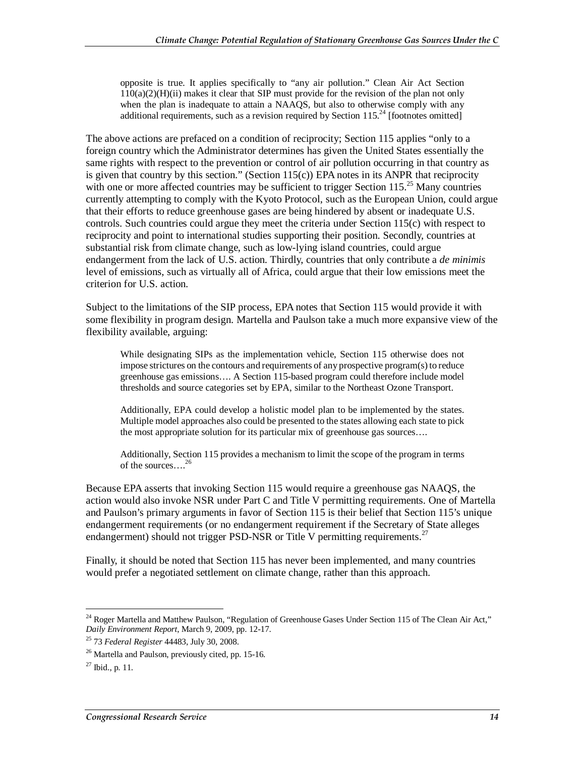> opposite is true. It applies specifically to "any air pollution." Clean Air Act Section 110(a)(2)(H)(ii) makes it clear that SIP must provide for the revision of the plan not only when the plan is inadequate to attain a NAAQS, but also to otherwise comply with any additional requirements, such as a revision required by Section 115.[24] [footnotes omitted]

The above actions are prefaced on a condition of reciprocity; Section 115 applies "only to a foreign country which the Administrator determines has given the United States essentially the same rights with respect to the prevention or control of air pollution occurring in that country as is given that country by this section." (Section 115(c)) EPA notes in its ANPR that reciprocity with one or more affected countries may be sufficient to trigger Section 115.[25] Many countries currently attempting to comply with the Kyoto Protocol, such as the European Union, could argue that their efforts to reduce greenhouse gases are being hindered by absent or inadequate U.S. controls. Such countries could argue they meet the criteria under Section 115(c) with respect to reciprocity and point to international studies supporting their position. Secondly, countries at substantial risk from climate change, such as low-lying island countries, could argue endangerment from the lack of U.S. action. Thirdly, countries that only contribute a *de minimis* level of emissions, such as virtually all of Africa, could argue that their low emissions meet the criterion for U.S. action.

Subject to the limitations of the SIP process, EPA notes that Section 115 would provide it with some flexibility in program design. Martella and Paulson take a much more expansive view of the flexibility available, arguing:

> While designating SIPs as the implementation vehicle, Section 115 otherwise does not impose strictures on the contours and requirements of any prospective program(s) to reduce greenhouse gas emissions…. A Section 115-based program could therefore include model thresholds and source categories set by EPA, similar to the Northeast Ozone Transport.
>
> Additionally, EPA could develop a holistic model plan to be implemented by the states. Multiple model approaches also could be presented to the states allowing each state to pick the most appropriate solution for its particular mix of greenhouse gas sources….
>
> Additionally, Section 115 provides a mechanism to limit the scope of the program in terms of the sources….[26]

Because EPA asserts that invoking Section 115 would require a greenhouse gas NAAQS, the action would also invoke NSR under Part C and Title V permitting requirements. One of Martella and Paulson's primary arguments in favor of Section 115 is their belief that Section 115's unique endangerment requirements (or no endangerment requirement if the Secretary of State alleges endangerment) should not trigger PSD-NSR or Title V permitting requirements.[27]

Finally, it should be noted that Section 115 has never been implemented, and many countries would prefer a negotiated settlement on climate change, rather than this approach.

---

[24] Roger Martella and Matthew Paulson, "Regulation of Greenhouse Gases Under Section 115 of The Clean Air Act," *Daily Environment Report*, March 9, 2009, pp. 12-17.

[25] 73 *Federal Register* 44483, July 30, 2008.

[26] Martella and Paulson, previously cited, pp. 15-16.

[27] Ibid., p. 11.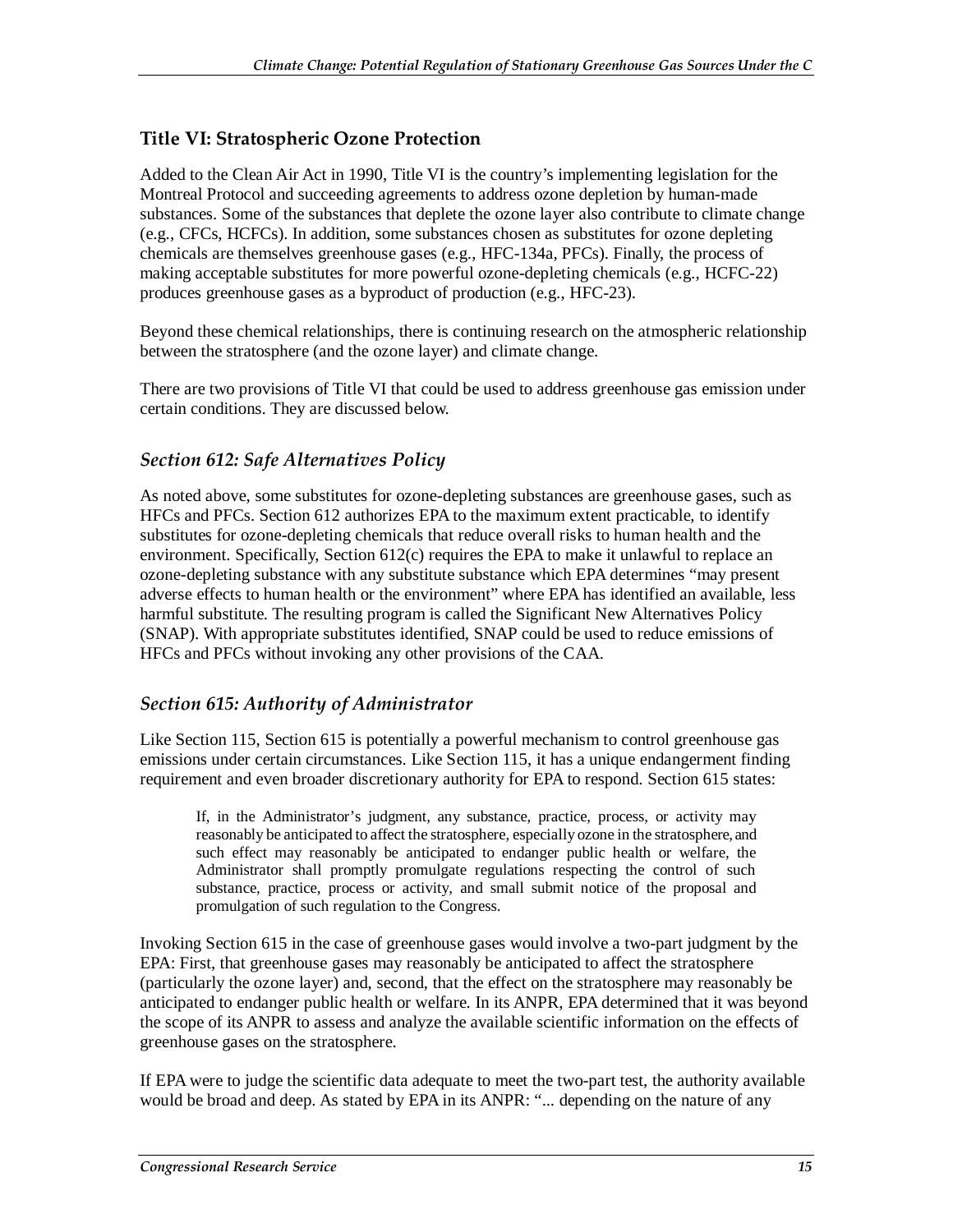## Title VI: Stratospheric Ozone Protection

Added to the Clean Air Act in 1990, Title VI is the country's implementing legislation for the Montreal Protocol and succeeding agreements to address ozone depletion by human-made substances. Some of the substances that deplete the ozone layer also contribute to climate change (e.g., CFCs, HCFCs). In addition, some substances chosen as substitutes for ozone depleting chemicals are themselves greenhouse gases (e.g., HFC-134a, PFCs). Finally, the process of making acceptable substitutes for more powerful ozone-depleting chemicals (e.g., HCFC-22) produces greenhouse gases as a byproduct of production (e.g., HFC-23).

Beyond these chemical relationships, there is continuing research on the atmospheric relationship between the stratosphere (and the ozone layer) and climate change.

There are two provisions of Title VI that could be used to address greenhouse gas emission under certain conditions. They are discussed below.

### *Section 612: Safe Alternatives Policy*

As noted above, some substitutes for ozone-depleting substances are greenhouse gases, such as HFCs and PFCs. Section 612 authorizes EPA to the maximum extent practicable, to identify substitutes for ozone-depleting chemicals that reduce overall risks to human health and the environment. Specifically, Section 612(c) requires the EPA to make it unlawful to replace an ozone-depleting substance with any substitute substance which EPA determines "may present adverse effects to human health or the environment" where EPA has identified an available, less harmful substitute. The resulting program is called the Significant New Alternatives Policy (SNAP). With appropriate substitutes identified, SNAP could be used to reduce emissions of HFCs and PFCs without invoking any other provisions of the CAA.

### *Section 615: Authority of Administrator*

Like Section 115, Section 615 is potentially a powerful mechanism to control greenhouse gas emissions under certain circumstances. Like Section 115, it has a unique endangerment finding requirement and even broader discretionary authority for EPA to respond. Section 615 states:

> If, in the Administrator's judgment, any substance, practice, process, or activity may reasonably be anticipated to affect the stratosphere, especially ozone in the stratosphere, and such effect may reasonably be anticipated to endanger public health or welfare, the Administrator shall promptly promulgate regulations respecting the control of such substance, practice, process or activity, and small submit notice of the proposal and promulgation of such regulation to the Congress.

Invoking Section 615 in the case of greenhouse gases would involve a two-part judgment by the EPA: First, that greenhouse gases may reasonably be anticipated to affect the stratosphere (particularly the ozone layer) and, second, that the effect on the stratosphere may reasonably be anticipated to endanger public health or welfare. In its ANPR, EPA determined that it was beyond the scope of its ANPR to assess and analyze the available scientific information on the effects of greenhouse gases on the stratosphere.

If EPA were to judge the scientific data adequate to meet the two-part test, the authority available would be broad and deep. As stated by EPA in its ANPR: "... depending on the nature of any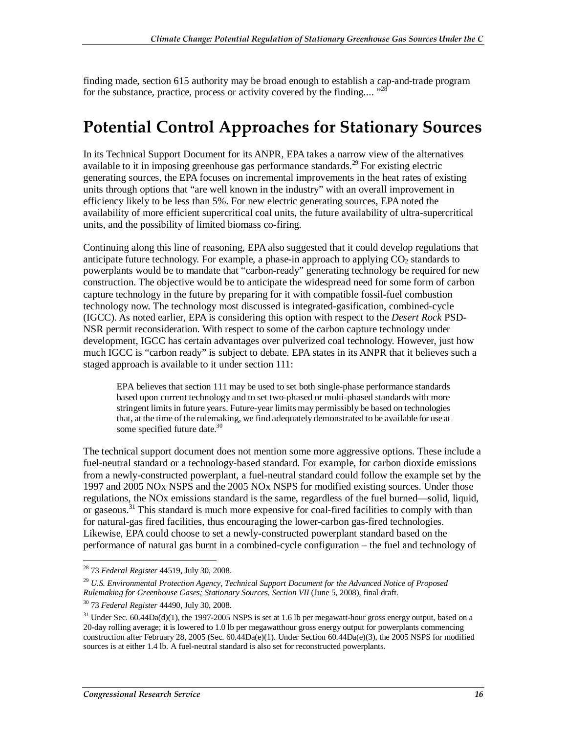finding made, section 615 authority may be broad enough to establish a cap-and-trade program for the substance, practice, process or activity covered by the finding.... "[28]

## Potential Control Approaches for Stationary Sources

In its Technical Support Document for its ANPR, EPA takes a narrow view of the alternatives available to it in imposing greenhouse gas performance standards.[29] For existing electric generating sources, the EPA focuses on incremental improvements in the heat rates of existing units through options that "are well known in the industry" with an overall improvement in efficiency likely to be less than 5%. For new electric generating sources, EPA noted the availability of more efficient supercritical coal units, the future availability of ultra-supercritical units, and the possibility of limited biomass co-firing.

Continuing along this line of reasoning, EPA also suggested that it could develop regulations that anticipate future technology. For example, a phase-in approach to applying $CO_2$ standards to powerplants would be to mandate that "carbon-ready" generating technology be required for new construction. The objective would be to anticipate the widespread need for some form of carbon capture technology in the future by preparing for it with compatible fossil-fuel combustion technology now. The technology most discussed is integrated-gasification, combined-cycle (IGCC). As noted earlier, EPA is considering this option with respect to the *Desert Rock* PSD-NSR permit reconsideration. With respect to some of the carbon capture technology under development, IGCC has certain advantages over pulverized coal technology. However, just how much IGCC is "carbon ready" is subject to debate. EPA states in its ANPR that it believes such a staged approach is available to it under section 111:

> EPA believes that section 111 may be used to set both single-phase performance standards based upon current technology and to set two-phased or multi-phased standards with more stringent limits in future years. Future-year limits may permissibly be based on technologies that, at the time of the rulemaking, we find adequately demonstrated to be available for use at some specified future date.[30]

The technical support document does not mention some more aggressive options. These include a fuel-neutral standard or a technology-based standard. For example, for carbon dioxide emissions from a newly-constructed powerplant, a fuel-neutral standard could follow the example set by the 1997 and 2005 NOx NSPS and the 2005 NOx NSPS for modified existing sources. Under those regulations, the NOx emissions standard is the same, regardless of the fuel burned—solid, liquid, or gaseous.[31] This standard is much more expensive for coal-fired facilities to comply with than for natural-gas fired facilities, thus encouraging the lower-carbon gas-fired technologies. Likewise, EPA could choose to set a newly-constructed powerplant standard based on the performance of natural gas burnt in a combined-cycle configuration – the fuel and technology of

---

[28] 73 *Federal Register* 44519, July 30, 2008.

[29] *U.S. Environmental Protection Agency, Technical Support Document for the Advanced Notice of Proposed Rulemaking for Greenhouse Gases; Stationary Sources, Section VII* (June 5, 2008), final draft.

[30] 73 *Federal Register* 44490, July 30, 2008.

[31] Under Sec. 60.44Da(d)(1), the 1997-2005 NSPS is set at 1.6 lb per megawatt-hour gross energy output, based on a 20-day rolling average; it is lowered to 1.0 lb per megawatthour gross energy output for powerplants commencing construction after February 28, 2005 (Sec. 60.44Da(e)(1). Under Section 60.44Da(e)(3), the 2005 NSPS for modified sources is at either 1.4 lb. A fuel-neutral standard is also set for reconstructed powerplants.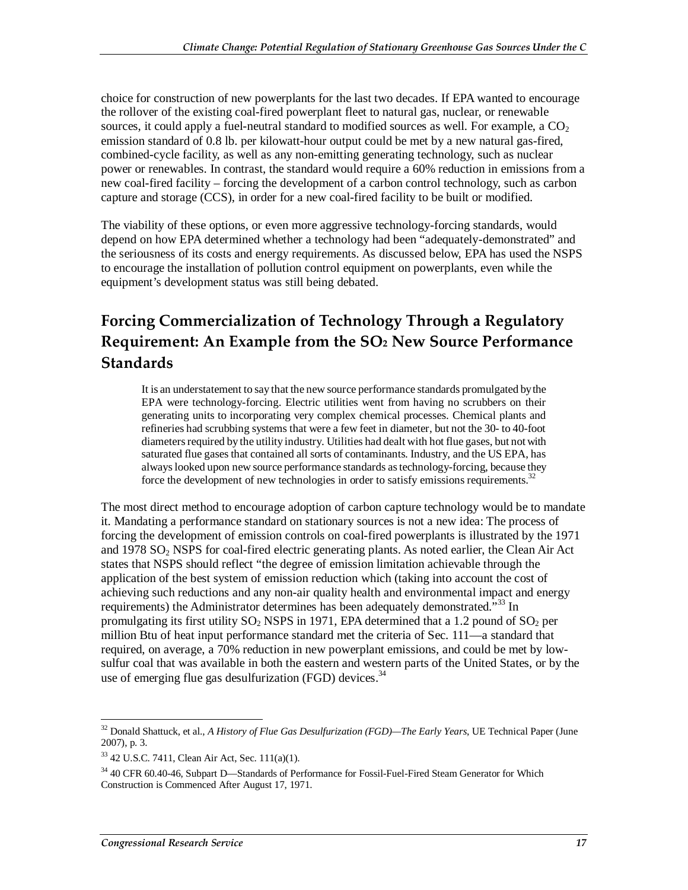choice for construction of new powerplants for the last two decades. If EPA wanted to encourage the rollover of the existing coal-fired powerplant fleet to natural gas, nuclear, or renewable sources, it could apply a fuel-neutral standard to modified sources as well. For example, a $CO_2$ emission standard of 0.8 lb. per kilowatt-hour output could be met by a new natural gas-fired, combined-cycle facility, as well as any non-emitting generating technology, such as nuclear power or renewables. In contrast, the standard would require a 60% reduction in emissions from a new coal-fired facility – forcing the development of a carbon control technology, such as carbon capture and storage (CCS), in order for a new coal-fired facility to be built or modified.

The viability of these options, or even more aggressive technology-forcing standards, would depend on how EPA determined whether a technology had been "adequately-demonstrated" and the seriousness of its costs and energy requirements. As discussed below, EPA has used the NSPS to encourage the installation of pollution control equipment on powerplants, even while the equipment's development status was still being debated.

## Forcing Commercialization of Technology Through a Regulatory Requirement: An Example from the $SO_2$ New Source Performance Standards

> It is an understatement to say that the new source performance standards promulgated by the EPA were technology-forcing. Electric utilities went from having no scrubbers on their generating units to incorporating very complex chemical processes. Chemical plants and refineries had scrubbing systems that were a few feet in diameter, but not the 30- to 40-foot diameters required by the utility industry. Utilities had dealt with hot flue gases, but not with saturated flue gases that contained all sorts of contaminants. Industry, and the US EPA, has always looked upon new source performance standards as technology-forcing, because they force the development of new technologies in order to satisfy emissions requirements.[32]

The most direct method to encourage adoption of carbon capture technology would be to mandate it. Mandating a performance standard on stationary sources is not a new idea: The process of forcing the development of emission controls on coal-fired powerplants is illustrated by the 1971 and 1978 $SO_2$ NSPS for coal-fired electric generating plants. As noted earlier, the Clean Air Act states that NSPS should reflect "the degree of emission limitation achievable through the application of the best system of emission reduction which (taking into account the cost of achieving such reductions and any non-air quality health and environmental impact and energy requirements) the Administrator determines has been adequately demonstrated."[33] In promulgating its first utility $SO_2$ NSPS in 1971, EPA determined that a 1.2 pound of $SO_2$ per million Btu of heat input performance standard met the criteria of Sec. 111—a standard that required, on average, a 70% reduction in new powerplant emissions, and could be met by low-sulfur coal that was available in both the eastern and western parts of the United States, or by the use of emerging flue gas desulfurization (FGD) devices.[34]

---

[32] Donald Shattuck, et al., *A History of Flue Gas Desulfurization (FGD)—The Early Years*, UE Technical Paper (June 2007), p. 3.

[33] 42 U.S.C. 7411, Clean Air Act, Sec. 111(a)(1).

[34] 40 CFR 60.40-46, Subpart D—Standards of Performance for Fossil-Fuel-Fired Steam Generator for Which Construction is Commenced After August 17, 1971.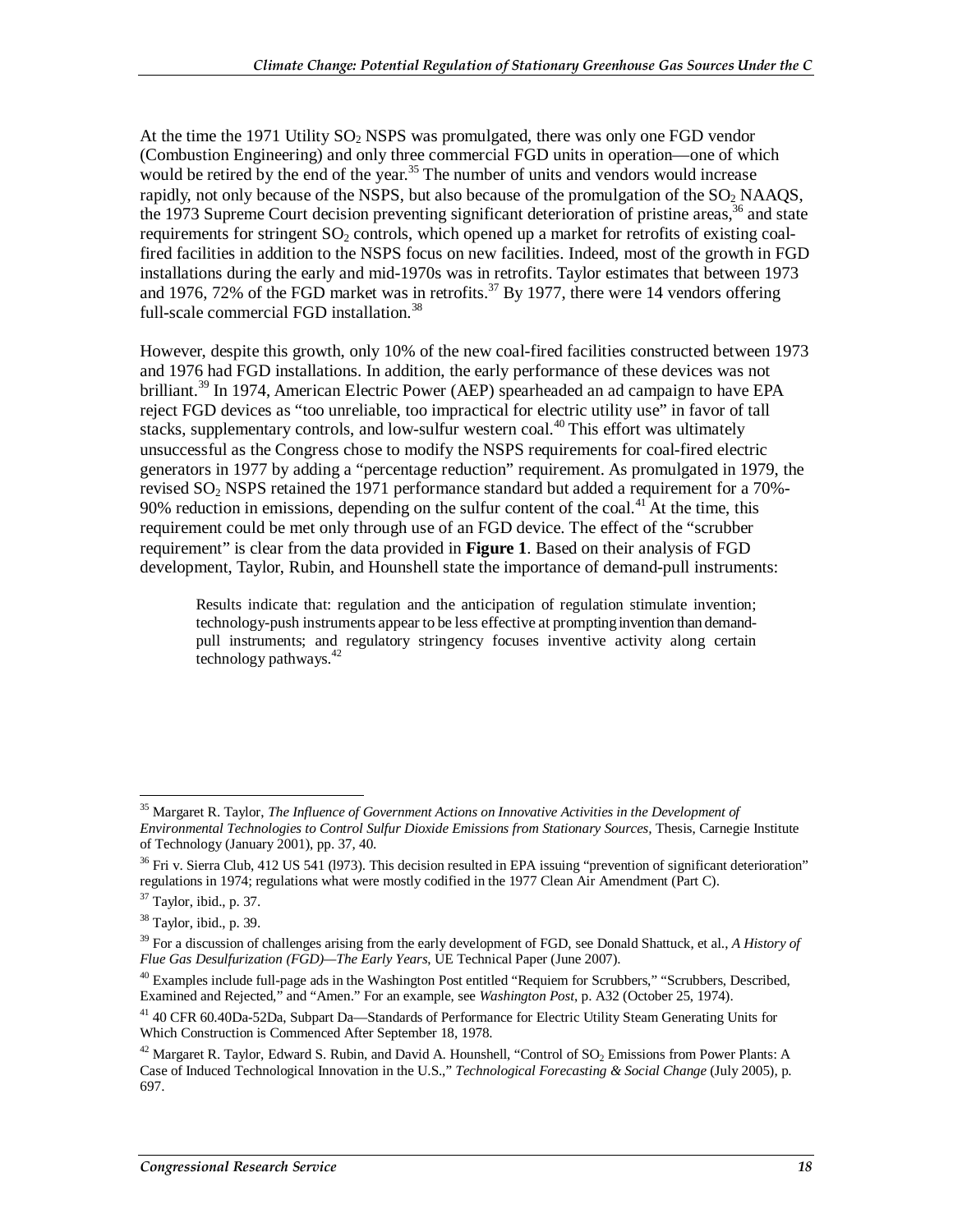At the time the 1971 Utility $SO_2$ NSPS was promulgated, there was only one FGD vendor (Combustion Engineering) and only three commercial FGD units in operation—one of which would be retired by the end of the year.[35] The number of units and vendors would increase rapidly, not only because of the NSPS, but also because of the promulgation of the $SO_2$ NAAQS, the 1973 Supreme Court decision preventing significant deterioration of pristine areas,[36] and state requirements for stringent $SO_2$ controls, which opened up a market for retrofits of existing coal-fired facilities in addition to the NSPS focus on new facilities. Indeed, most of the growth in FGD installations during the early and mid-1970s was in retrofits. Taylor estimates that between 1973 and 1976, 72% of the FGD market was in retrofits.[37] By 1977, there were 14 vendors offering full-scale commercial FGD installation.[38]

However, despite this growth, only 10% of the new coal-fired facilities constructed between 1973 and 1976 had FGD installations. In addition, the early performance of these devices was not brilliant.[39] In 1974, American Electric Power (AEP) spearheaded an ad campaign to have EPA reject FGD devices as "too unreliable, too impractical for electric utility use" in favor of tall stacks, supplementary controls, and low-sulfur western coal.[40] This effort was ultimately unsuccessful as the Congress chose to modify the NSPS requirements for coal-fired electric generators in 1977 by adding a "percentage reduction" requirement. As promulgated in 1979, the revised $SO_2$ NSPS retained the 1971 performance standard but added a requirement for a 70%-90% reduction in emissions, depending on the sulfur content of the coal.[41] At the time, this requirement could be met only through use of an FGD device. The effect of the "scrubber requirement" is clear from the data provided in **Figure 1**. Based on their analysis of FGD development, Taylor, Rubin, and Hounshell state the importance of demand-pull instruments:

> Results indicate that: regulation and the anticipation of regulation stimulate invention; technology-push instruments appear to be less effective at prompting invention than demand-pull instruments; and regulatory stringency focuses inventive activity along certain technology pathways.[42]

---

[35] Margaret R. Taylor, *The Influence of Government Actions on Innovative Activities in the Development of Environmental Technologies to Control Sulfur Dioxide Emissions from Stationary Sources,* Thesis, Carnegie Institute of Technology (January 2001), pp. 37, 40.

[36] Fri v. Sierra Club, 412 US 541 (l973). This decision resulted in EPA issuing "prevention of significant deterioration" regulations in 1974; regulations what were mostly codified in the 1977 Clean Air Amendment (Part C).

[37] Taylor, ibid., p. 37.

[38] Taylor, ibid., p. 39.

[39] For a discussion of challenges arising from the early development of FGD, see Donald Shattuck, et al., *A History of Flue Gas Desulfurization (FGD)—The Early Years*, UE Technical Paper (June 2007).

[40] Examples include full-page ads in the Washington Post entitled "Requiem for Scrubbers," "Scrubbers, Described, Examined and Rejected," and "Amen." For an example, see *Washington Post*, p. A32 (October 25, 1974).

[41] 40 CFR 60.40Da-52Da, Subpart Da—Standards of Performance for Electric Utility Steam Generating Units for Which Construction is Commenced After September 18, 1978.

[42] Margaret R. Taylor, Edward S. Rubin, and David A. Hounshell, "Control of $SO_2$ Emissions from Power Plants: A Case of Induced Technological Innovation in the U.S.," *Technological Forecasting & Social Change* (July 2005), p. 697.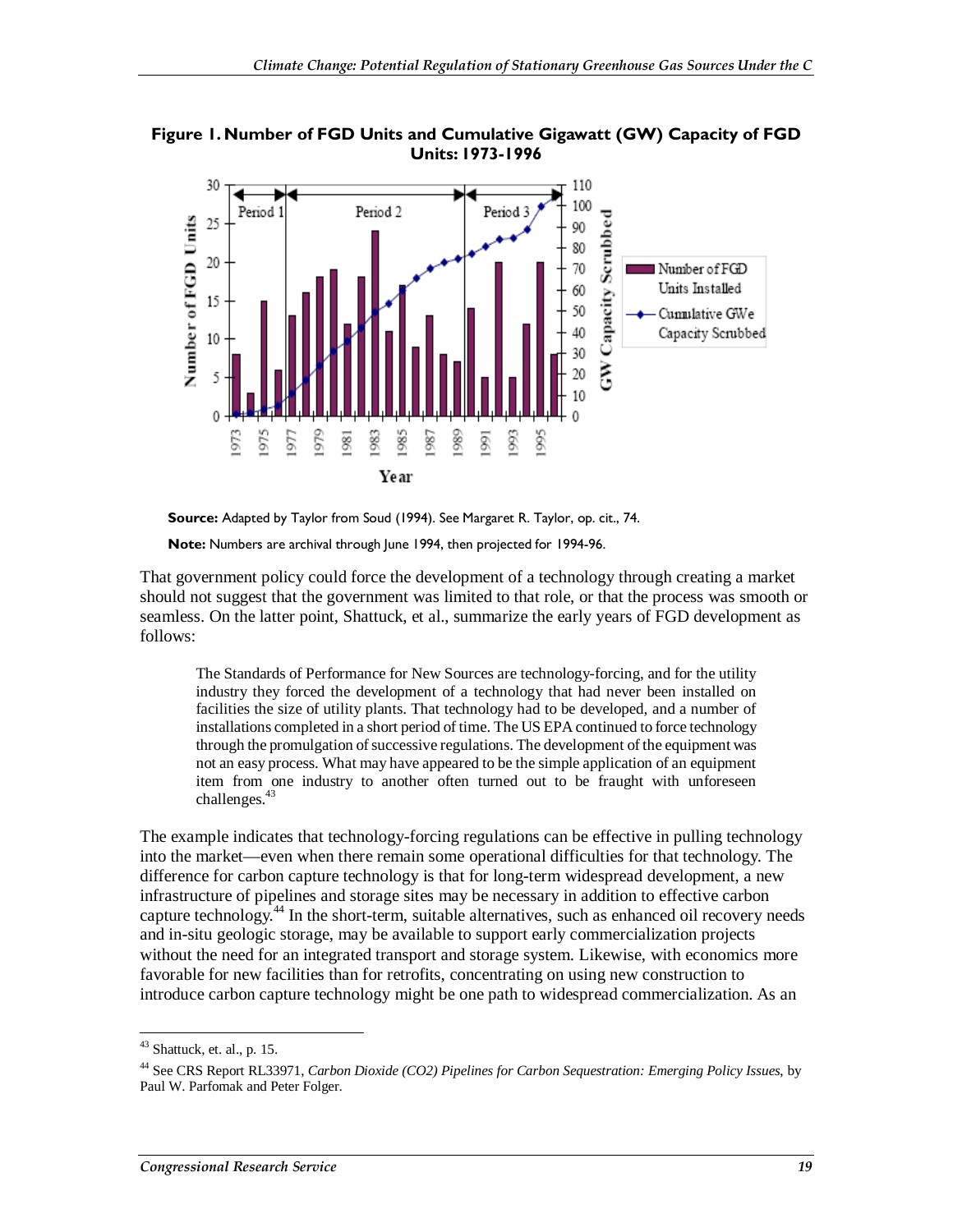**Figure 1. Number of FGD Units and Cumulative Gigawatt (GW) Capacity of FGD Units: 1973-1996**

**Source:** Adapted by Taylor from Soud (1994). See Margaret R. Taylor, op. cit., 74.

**Note:** Numbers are archival through June 1994, then projected for 1994-96.

That government policy could force the development of a technology through creating a market should not suggest that the government was limited to that role, or that the process was smooth or seamless. On the latter point, Shattuck, et al., summarize the early years of FGD development as follows:

> The Standards of Performance for New Sources are technology-forcing, and for the utility industry they forced the development of a technology that had never been installed on facilities the size of utility plants. That technology had to be developed, and a number of installations completed in a short period of time. The US EPA continued to force technology through the promulgation of successive regulations. The development of the equipment was not an easy process. What may have appeared to be the simple application of an equipment item from one industry to another often turned out to be fraught with unforeseen challenges.[43]

The example indicates that technology-forcing regulations can be effective in pulling technology into the market—even when there remain some operational difficulties for that technology. The difference for carbon capture technology is that for long-term widespread development, a new infrastructure of pipelines and storage sites may be necessary in addition to effective carbon capture technology.[44] In the short-term, suitable alternatives, such as enhanced oil recovery needs and in-situ geologic storage, may be available to support early commercialization projects without the need for an integrated transport and storage system. Likewise, with economics more favorable for new facilities than for retrofits, concentrating on using new construction to introduce carbon capture technology might be one path to widespread commercialization. As an

---

[43] Shattuck, et. al., p. 15.

[44] See CRS Report RL33971, *Carbon Dioxide (CO2) Pipelines for Carbon Sequestration: Emerging Policy Issues*, by Paul W. Parfomak and Peter Folger.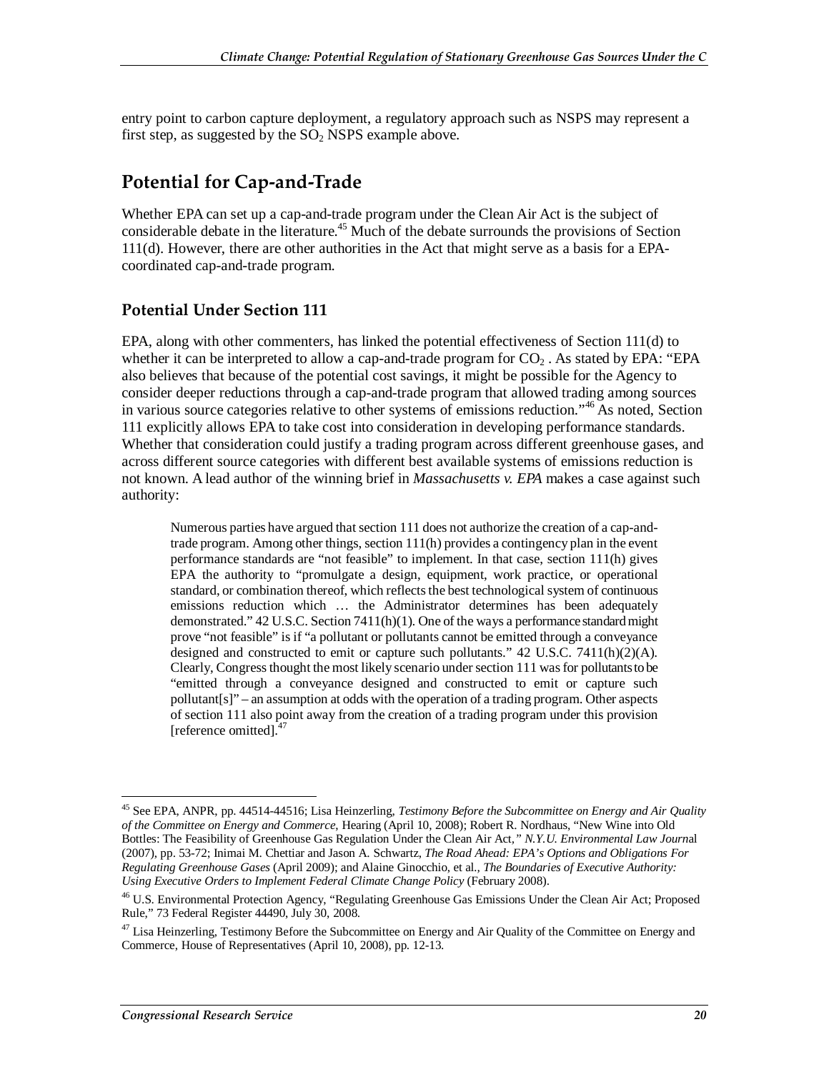entry point to carbon capture deployment, a regulatory approach such as NSPS may represent a first step, as suggested by the $SO_2$ NSPS example above.

## Potential for Cap-and-Trade

Whether EPA can set up a cap-and-trade program under the Clean Air Act is the subject of considerable debate in the literature.[45] Much of the debate surrounds the provisions of Section 111(d). However, there are other authorities in the Act that might serve as a basis for a EPA-coordinated cap-and-trade program.

### Potential Under Section 111

EPA, along with other commenters, has linked the potential effectiveness of Section 111(d) to whether it can be interpreted to allow a cap-and-trade program for $CO_2$ . As stated by EPA: "EPA also believes that because of the potential cost savings, it might be possible for the Agency to consider deeper reductions through a cap-and-trade program that allowed trading among sources in various source categories relative to other systems of emissions reduction."[46] As noted, Section 111 explicitly allows EPA to take cost into consideration in developing performance standards. Whether that consideration could justify a trading program across different greenhouse gases, and across different source categories with different best available systems of emissions reduction is not known. A lead author of the winning brief in *Massachusetts v. EPA* makes a case against such authority:

> Numerous parties have argued that section 111 does not authorize the creation of a cap-and-trade program. Among other things, section 111(h) provides a contingency plan in the event performance standards are "not feasible" to implement. In that case, section 111(h) gives EPA the authority to "promulgate a design, equipment, work practice, or operational standard, or combination thereof, which reflects the best technological system of continuous emissions reduction which … the Administrator determines has been adequately demonstrated." 42 U.S.C. Section 7411(h)(1). One of the ways a performance standard might prove "not feasible" is if "a pollutant or pollutants cannot be emitted through a conveyance designed and constructed to emit or capture such pollutants." 42 U.S.C. 7411(h)(2)(A). Clearly, Congress thought the most likely scenario under section 111 was for pollutants to be "emitted through a conveyance designed and constructed to emit or capture such pollutant[s]" – an assumption at odds with the operation of a trading program. Other aspects of section 111 also point away from the creation of a trading program under this provision [reference omitted].[47]

---

[45] See EPA, ANPR, pp. 44514-44516; Lisa Heinzerling, *Testimony Before the Subcommittee on Energy and Air Quality of the Committee on Energy and Commerce*, Hearing (April 10, 2008); Robert R. Nordhaus, "New Wine into Old Bottles: The Feasibility of Greenhouse Gas Regulation Under the Clean Air Act*," N.Y.U. Environmental Law Journ*al (2007), pp. 53-72; Inimai M. Chettiar and Jason A. Schwartz, *The Road Ahead: EPA's Options and Obligations For Regulating Greenhouse Gases* (April 2009); and Alaine Ginocchio, et al., *The Boundaries of Executive Authority: Using Executive Orders to Implement Federal Climate Change Policy* (February 2008).

[46] U.S. Environmental Protection Agency, "Regulating Greenhouse Gas Emissions Under the Clean Air Act; Proposed Rule," 73 Federal Register 44490, July 30, 2008.

[47] Lisa Heinzerling, Testimony Before the Subcommittee on Energy and Air Quality of the Committee on Energy and Commerce, House of Representatives (April 10, 2008), pp. 12-13.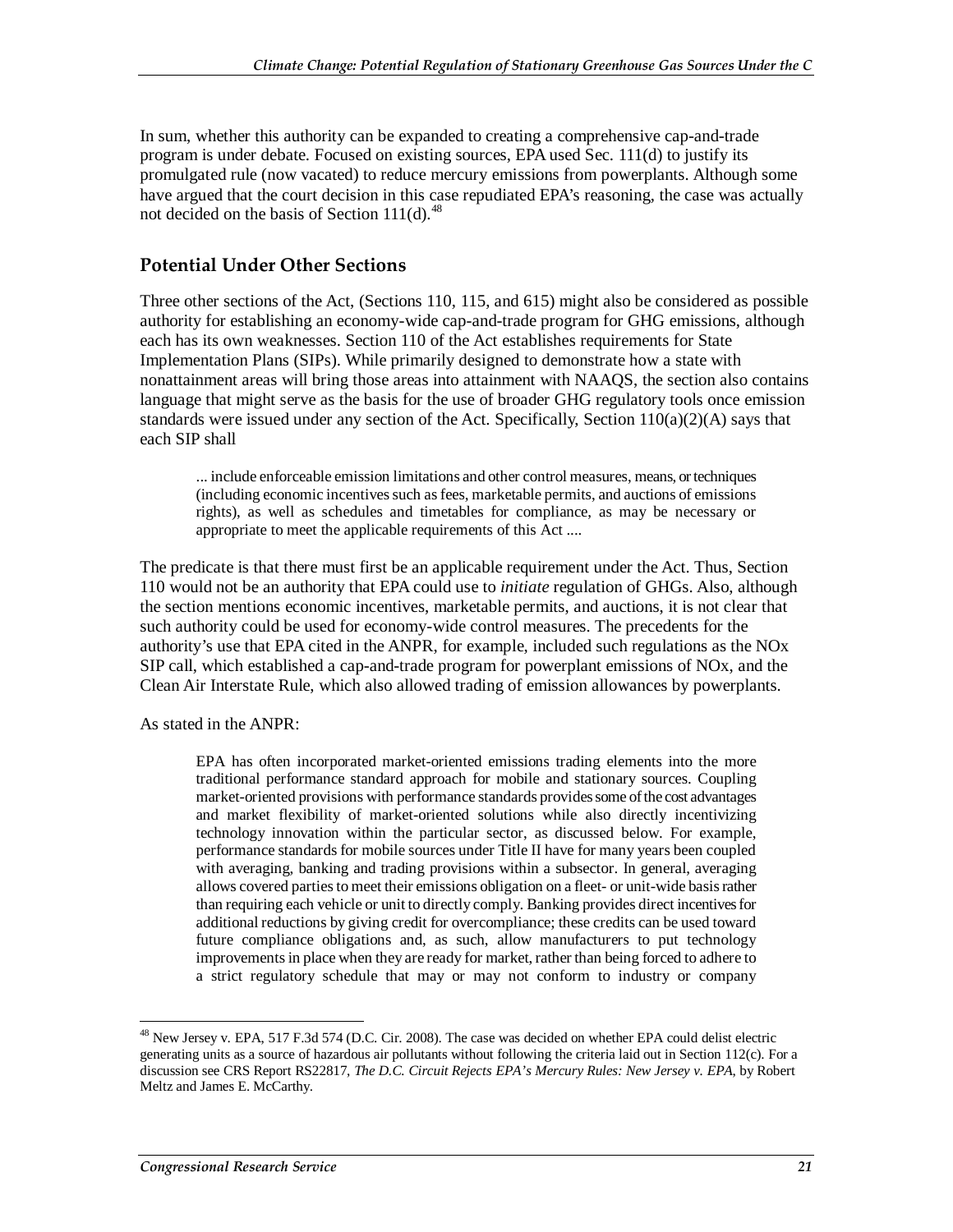In sum, whether this authority can be expanded to creating a comprehensive cap-and-trade program is under debate. Focused on existing sources, EPA used Sec. 111(d) to justify its promulgated rule (now vacated) to reduce mercury emissions from powerplants. Although some have argued that the court decision in this case repudiated EPA's reasoning, the case was actually not decided on the basis of Section 111(d).[48]

## Potential Under Other Sections

Three other sections of the Act, (Sections 110, 115, and 615) might also be considered as possible authority for establishing an economy-wide cap-and-trade program for GHG emissions, although each has its own weaknesses. Section 110 of the Act establishes requirements for State Implementation Plans (SIPs). While primarily designed to demonstrate how a state with nonattainment areas will bring those areas into attainment with NAAQS, the section also contains language that might serve as the basis for the use of broader GHG regulatory tools once emission standards were issued under any section of the Act. Specifically, Section 110(a)(2)(A) says that each SIP shall

> ... include enforceable emission limitations and other control measures, means, or techniques (including economic incentives such as fees, marketable permits, and auctions of emissions rights), as well as schedules and timetables for compliance, as may be necessary or appropriate to meet the applicable requirements of this Act ....

The predicate is that there must first be an applicable requirement under the Act. Thus, Section 110 would not be an authority that EPA could use to *initiate* regulation of GHGs. Also, although the section mentions economic incentives, marketable permits, and auctions, it is not clear that such authority could be used for economy-wide control measures. The precedents for the authority's use that EPA cited in the ANPR, for example, included such regulations as the NOx SIP call, which established a cap-and-trade program for powerplant emissions of NOx, and the Clean Air Interstate Rule, which also allowed trading of emission allowances by powerplants.

As stated in the ANPR:

> EPA has often incorporated market-oriented emissions trading elements into the more traditional performance standard approach for mobile and stationary sources. Coupling market-oriented provisions with performance standards provides some of the cost advantages and market flexibility of market-oriented solutions while also directly incentivizing technology innovation within the particular sector, as discussed below. For example, performance standards for mobile sources under Title II have for many years been coupled with averaging, banking and trading provisions within a subsector. In general, averaging allows covered parties to meet their emissions obligation on a fleet- or unit-wide basis rather than requiring each vehicle or unit to directly comply. Banking provides direct incentives for additional reductions by giving credit for overcompliance; these credits can be used toward future compliance obligations and, as such, allow manufacturers to put technology improvements in place when they are ready for market, rather than being forced to adhere to a strict regulatory schedule that may or may not conform to industry or company

---

[48] New Jersey v. EPA, 517 F.3d 574 (D.C. Cir. 2008). The case was decided on whether EPA could delist electric generating units as a source of hazardous air pollutants without following the criteria laid out in Section 112(c). For a discussion see CRS Report RS22817, *The D.C. Circuit Rejects EPA's Mercury Rules: New Jersey v. EPA*, by Robert Meltz and James E. McCarthy.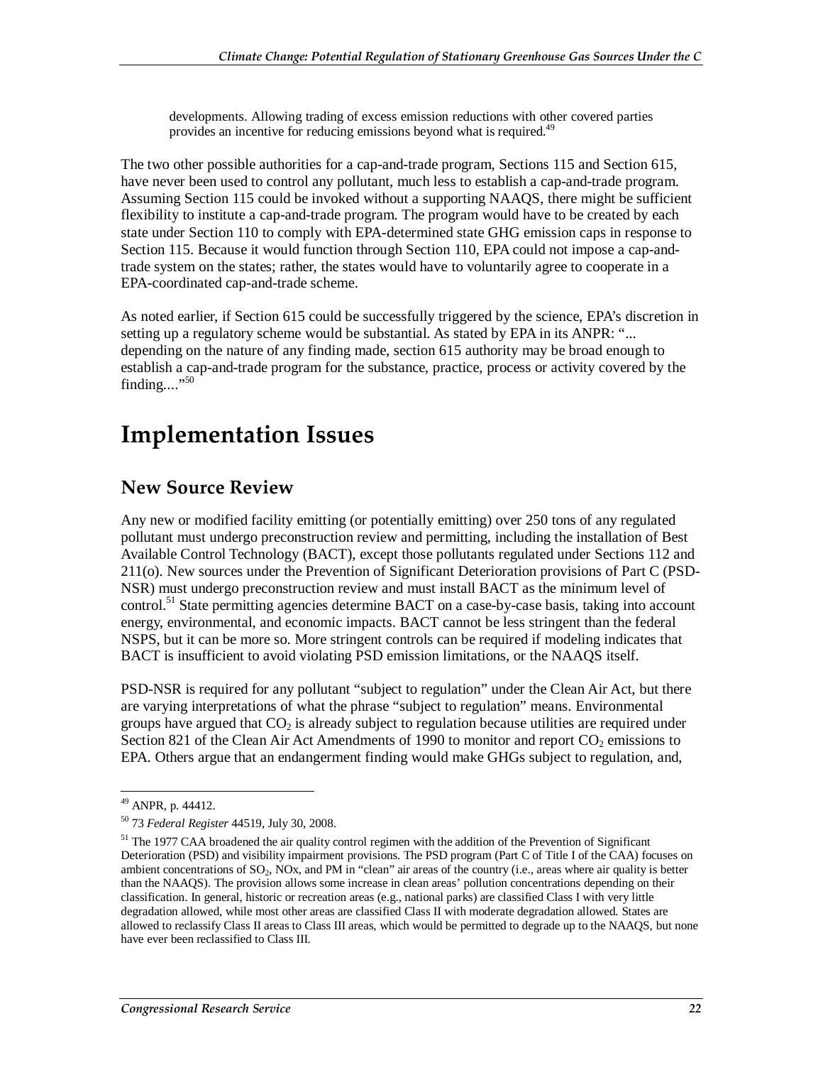developments. Allowing trading of excess emission reductions with other covered parties provides an incentive for reducing emissions beyond what is required.[49]

The two other possible authorities for a cap-and-trade program, Sections 115 and Section 615, have never been used to control any pollutant, much less to establish a cap-and-trade program. Assuming Section 115 could be invoked without a supporting NAAQS, there might be sufficient flexibility to institute a cap-and-trade program. The program would have to be created by each state under Section 110 to comply with EPA-determined state GHG emission caps in response to Section 115. Because it would function through Section 110, EPA could not impose a cap-and-trade system on the states; rather, the states would have to voluntarily agree to cooperate in a EPA-coordinated cap-and-trade scheme.

As noted earlier, if Section 615 could be successfully triggered by the science, EPA's discretion in setting up a regulatory scheme would be substantial. As stated by EPA in its ANPR: "... depending on the nature of any finding made, section 615 authority may be broad enough to establish a cap-and-trade program for the substance, practice, process or activity covered by the finding...."[50]

# Implementation Issues

## New Source Review

Any new or modified facility emitting (or potentially emitting) over 250 tons of any regulated pollutant must undergo preconstruction review and permitting, including the installation of Best Available Control Technology (BACT), except those pollutants regulated under Sections 112 and 211(o). New sources under the Prevention of Significant Deterioration provisions of Part C (PSD-NSR) must undergo preconstruction review and must install BACT as the minimum level of control.[51] State permitting agencies determine BACT on a case-by-case basis, taking into account energy, environmental, and economic impacts. BACT cannot be less stringent than the federal NSPS, but it can be more so. More stringent controls can be required if modeling indicates that BACT is insufficient to avoid violating PSD emission limitations, or the NAAQS itself.

PSD-NSR is required for any pollutant "subject to regulation" under the Clean Air Act, but there are varying interpretations of what the phrase "subject to regulation" means. Environmental groups have argued that $CO_2$ is already subject to regulation because utilities are required under Section 821 of the Clean Air Act Amendments of 1990 to monitor and report $CO_2$ emissions to EPA. Others argue that an endangerment finding would make GHGs subject to regulation, and,

[49] ANPR, p. 44412.

[50] 73 *Federal Register* 44519, July 30, 2008.

[51] The 1977 CAA broadened the air quality control regimen with the addition of the Prevention of Significant Deterioration (PSD) and visibility impairment provisions. The PSD program (Part C of Title I of the CAA) focuses on ambient concentrations of $SO_2$, NOx, and PM in "clean" air areas of the country (i.e., areas where air quality is better than the NAAQS). The provision allows some increase in clean areas' pollution concentrations depending on their classification. In general, historic or recreation areas (e.g., national parks) are classified Class I with very little degradation allowed, while most other areas are classified Class II with moderate degradation allowed. States are allowed to reclassify Class II areas to Class III areas, which would be permitted to degrade up to the NAAQS, but none have ever been reclassified to Class III.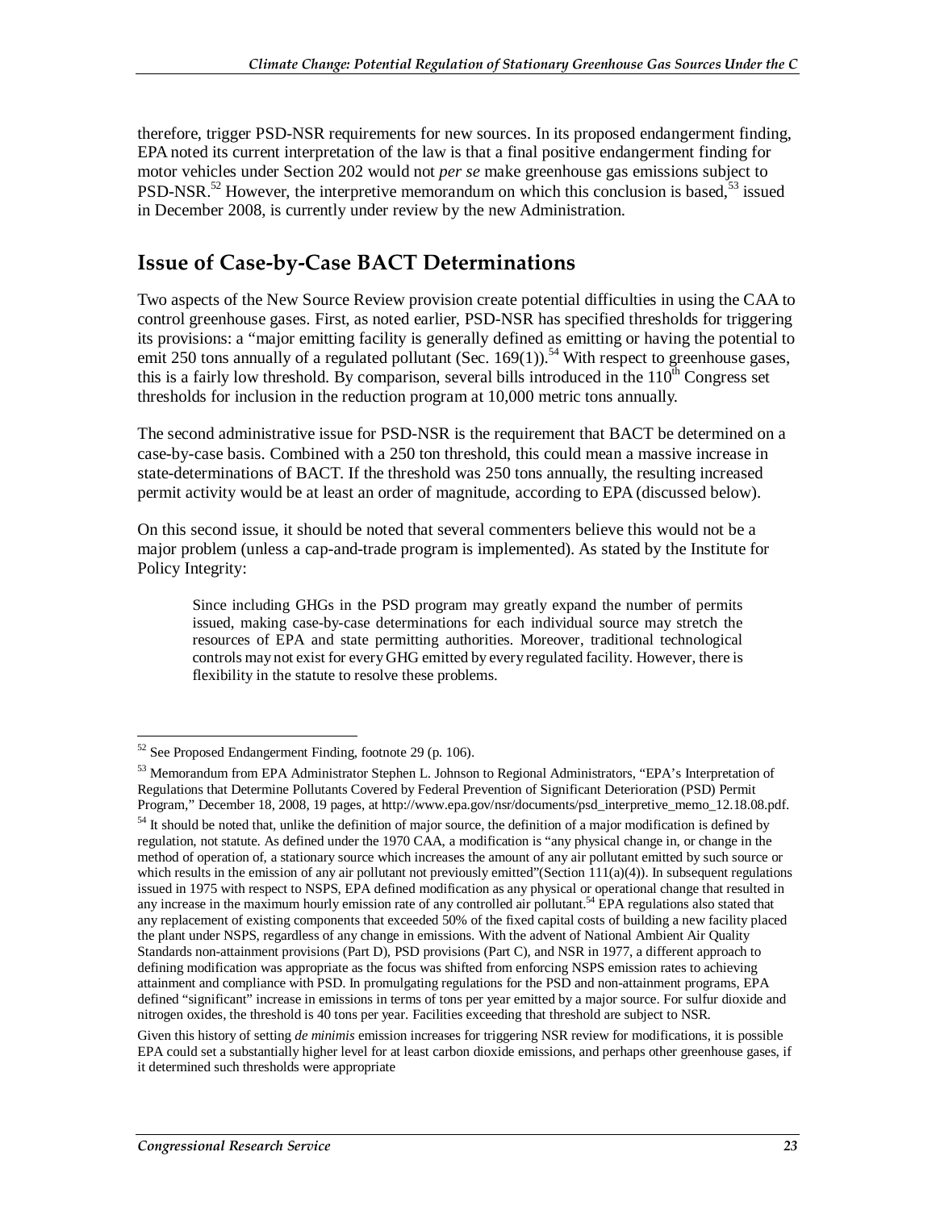therefore, trigger PSD-NSR requirements for new sources. In its proposed endangerment finding, EPA noted its current interpretation of the law is that a final positive endangerment finding for motor vehicles under Section 202 would not *per se* make greenhouse gas emissions subject to PSD-NSR.[52] However, the interpretive memorandum on which this conclusion is based,[53] issued in December 2008, is currently under review by the new Administration.

## Issue of Case-by-Case BACT Determinations

Two aspects of the New Source Review provision create potential difficulties in using the CAA to control greenhouse gases. First, as noted earlier, PSD-NSR has specified thresholds for triggering its provisions: a "major emitting facility is generally defined as emitting or having the potential to emit 250 tons annually of a regulated pollutant (Sec. 169(1)).[54] With respect to greenhouse gases, this is a fairly low threshold. By comparison, several bills introduced in the 110[th] Congress set thresholds for inclusion in the reduction program at 10,000 metric tons annually.

The second administrative issue for PSD-NSR is the requirement that BACT be determined on a case-by-case basis. Combined with a 250 ton threshold, this could mean a massive increase in state-determinations of BACT. If the threshold was 250 tons annually, the resulting increased permit activity would be at least an order of magnitude, according to EPA (discussed below).

On this second issue, it should be noted that several commenters believe this would not be a major problem (unless a cap-and-trade program is implemented). As stated by the Institute for Policy Integrity:

> Since including GHGs in the PSD program may greatly expand the number of permits issued, making case-by-case determinations for each individual source may stretch the resources of EPA and state permitting authorities. Moreover, traditional technological controls may not exist for every GHG emitted by every regulated facility. However, there is flexibility in the statute to resolve these problems.

---

[52] See Proposed Endangerment Finding, footnote 29 (p. 106).

[53] Memorandum from EPA Administrator Stephen L. Johnson to Regional Administrators, "EPA's Interpretation of Regulations that Determine Pollutants Covered by Federal Prevention of Significant Deterioration (PSD) Permit Program," December 18, 2008, 19 pages, at http://www.epa.gov/nsr/documents/psd_interpretive_memo_12.18.08.pdf.

[54] It should be noted that, unlike the definition of major source, the definition of a major modification is defined by regulation, not statute. As defined under the 1970 CAA, a modification is "any physical change in, or change in the method of operation of, a stationary source which increases the amount of any air pollutant emitted by such source or which results in the emission of any air pollutant not previously emitted"(Section 111(a)(4)). In subsequent regulations issued in 1975 with respect to NSPS, EPA defined modification as any physical or operational change that resulted in any increase in the maximum hourly emission rate of any controlled air pollutant.[54] EPA regulations also stated that any replacement of existing components that exceeded 50% of the fixed capital costs of building a new facility placed the plant under NSPS, regardless of any change in emissions. With the advent of National Ambient Air Quality Standards non-attainment provisions (Part D), PSD provisions (Part C), and NSR in 1977, a different approach to defining modification was appropriate as the focus was shifted from enforcing NSPS emission rates to achieving attainment and compliance with PSD. In promulgating regulations for the PSD and non-attainment programs, EPA defined "significant" increase in emissions in terms of tons per year emitted by a major source. For sulfur dioxide and nitrogen oxides, the threshold is 40 tons per year. Facilities exceeding that threshold are subject to NSR.

Given this history of setting *de minimis* emission increases for triggering NSR review for modifications, it is possible EPA could set a substantially higher level for at least carbon dioxide emissions, and perhaps other greenhouse gases, if it determined such thresholds were appropriate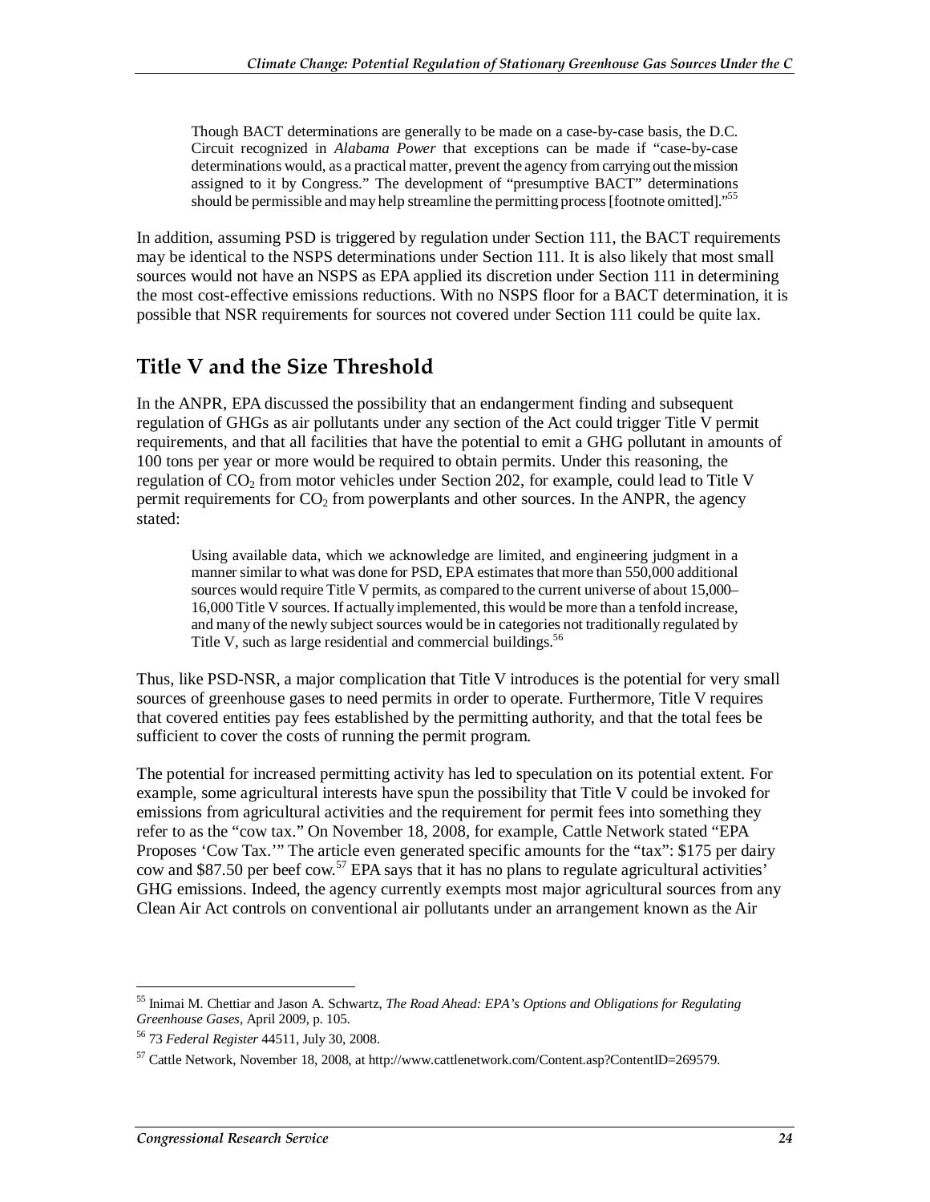> Though BACT determinations are generally to be made on a case-by-case basis, the D.C. Circuit recognized in *Alabama Power* that exceptions can be made if "case-by-case determinations would, as a practical matter, prevent the agency from carrying out the mission assigned to it by Congress." The development of "presumptive BACT" determinations should be permissible and may help streamline the permitting process [footnote omitted]."[55]

In addition, assuming PSD is triggered by regulation under Section 111, the BACT requirements may be identical to the NSPS determinations under Section 111. It is also likely that most small sources would not have an NSPS as EPA applied its discretion under Section 111 in determining the most cost-effective emissions reductions. With no NSPS floor for a BACT determination, it is possible that NSR requirements for sources not covered under Section 111 could be quite lax.

## Title V and the Size Threshold

In the ANPR, EPA discussed the possibility that an endangerment finding and subsequent regulation of GHGs as air pollutants under any section of the Act could trigger Title V permit requirements, and that all facilities that have the potential to emit a GHG pollutant in amounts of 100 tons per year or more would be required to obtain permits. Under this reasoning, the regulation of $CO_2$ from motor vehicles under Section 202, for example, could lead to Title V permit requirements for $CO_2$ from powerplants and other sources. In the ANPR, the agency stated:

> Using available data, which we acknowledge are limited, and engineering judgment in a manner similar to what was done for PSD, EPA estimates that more than 550,000 additional sources would require Title V permits, as compared to the current universe of about 15,000–16,000 Title V sources. If actually implemented, this would be more than a tenfold increase, and many of the newly subject sources would be in categories not traditionally regulated by Title V, such as large residential and commercial buildings.[56]

Thus, like PSD-NSR, a major complication that Title V introduces is the potential for very small sources of greenhouse gases to need permits in order to operate. Furthermore, Title V requires that covered entities pay fees established by the permitting authority, and that the total fees be sufficient to cover the costs of running the permit program.

The potential for increased permitting activity has led to speculation on its potential extent. For example, some agricultural interests have spun the possibility that Title V could be invoked for emissions from agricultural activities and the requirement for permit fees into something they refer to as the "cow tax." On November 18, 2008, for example, Cattle Network stated "EPA Proposes 'Cow Tax.'" The article even generated specific amounts for the "tax": $175 per dairy cow and $87.50 per beef cow.[57] EPA says that it has no plans to regulate agricultural activities' GHG emissions. Indeed, the agency currently exempts most major agricultural sources from any Clean Air Act controls on conventional air pollutants under an arrangement known as the Air

---

[55] Inimai M. Chettiar and Jason A. Schwartz, *The Road Ahead: EPA's Options and Obligations for Regulating Greenhouse Gases*, April 2009, p. 105.

[56] 73 *Federal Register* 44511, July 30, 2008.

[57] Cattle Network, November 18, 2008, at http://www.cattlenetwork.com/Content.asp?ContentID=269579.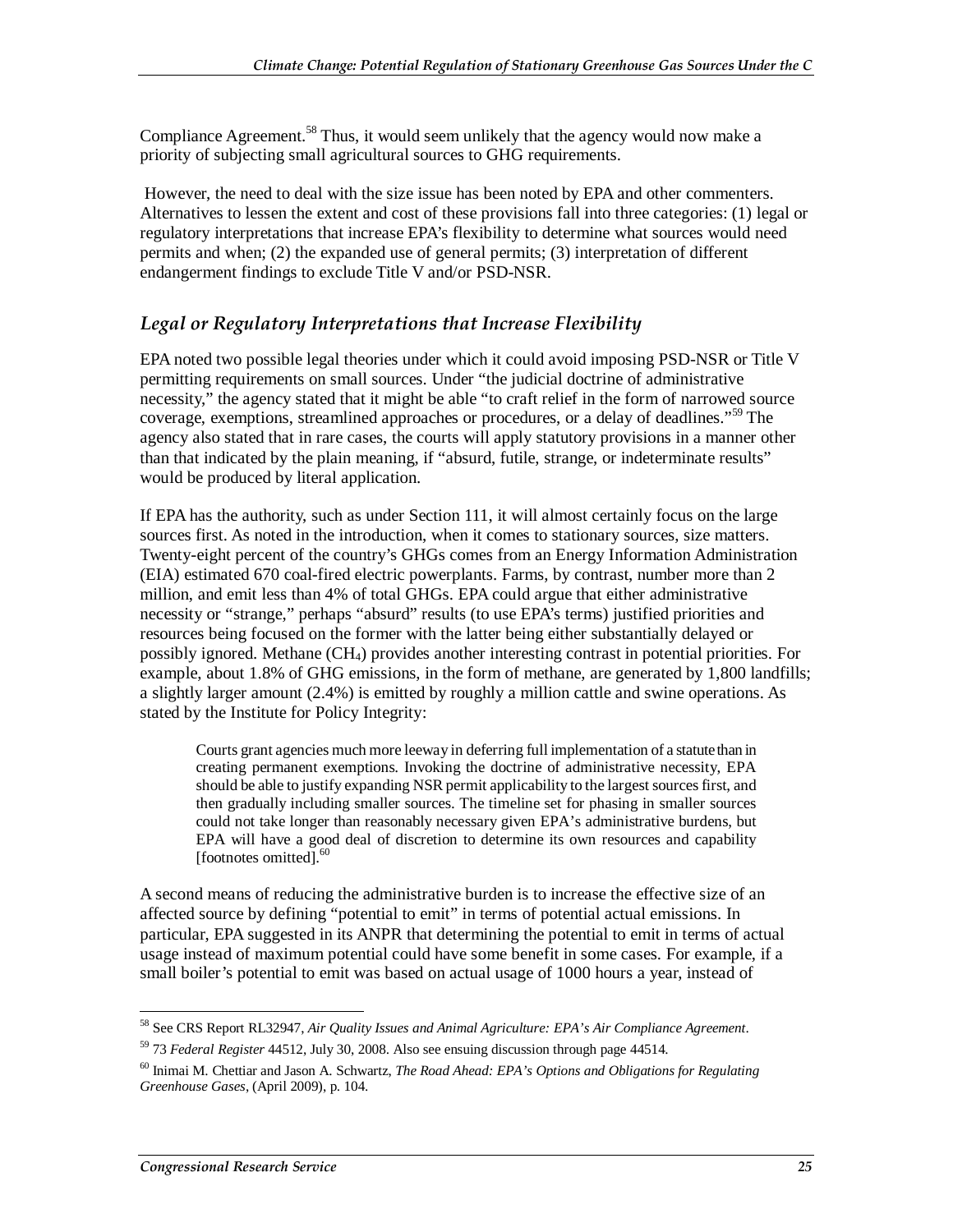Compliance Agreement.[58] Thus, it would seem unlikely that the agency would now make a priority of subjecting small agricultural sources to GHG requirements.

However, the need to deal with the size issue has been noted by EPA and other commenters. Alternatives to lessen the extent and cost of these provisions fall into three categories: (1) legal or regulatory interpretations that increase EPA's flexibility to determine what sources would need permits and when; (2) the expanded use of general permits; (3) interpretation of different endangerment findings to exclude Title V and/or PSD-NSR.

### *Legal or Regulatory Interpretations that Increase Flexibility*

EPA noted two possible legal theories under which it could avoid imposing PSD-NSR or Title V permitting requirements on small sources. Under "the judicial doctrine of administrative necessity," the agency stated that it might be able "to craft relief in the form of narrowed source coverage, exemptions, streamlined approaches or procedures, or a delay of deadlines."[59] The agency also stated that in rare cases, the courts will apply statutory provisions in a manner other than that indicated by the plain meaning, if "absurd, futile, strange, or indeterminate results" would be produced by literal application.

If EPA has the authority, such as under Section 111, it will almost certainly focus on the large sources first. As noted in the introduction, when it comes to stationary sources, size matters. Twenty-eight percent of the country's GHGs comes from an Energy Information Administration (EIA) estimated 670 coal-fired electric powerplants. Farms, by contrast, number more than 2 million, and emit less than 4% of total GHGs. EPA could argue that either administrative necessity or "strange," perhaps "absurd" results (to use EPA's terms) justified priorities and resources being focused on the former with the latter being either substantially delayed or possibly ignored. Methane ($CH_4$) provides another interesting contrast in potential priorities. For example, about 1.8% of GHG emissions, in the form of methane, are generated by 1,800 landfills; a slightly larger amount (2.4%) is emitted by roughly a million cattle and swine operations. As stated by the Institute for Policy Integrity:

> Courts grant agencies much more leeway in deferring full implementation of a statute than in creating permanent exemptions. Invoking the doctrine of administrative necessity, EPA should be able to justify expanding NSR permit applicability to the largest sources first, and then gradually including smaller sources. The timeline set for phasing in smaller sources could not take longer than reasonably necessary given EPA's administrative burdens, but EPA will have a good deal of discretion to determine its own resources and capability [footnotes omitted].[60]

A second means of reducing the administrative burden is to increase the effective size of an affected source by defining "potential to emit" in terms of potential actual emissions. In particular, EPA suggested in its ANPR that determining the potential to emit in terms of actual usage instead of maximum potential could have some benefit in some cases. For example, if a small boiler's potential to emit was based on actual usage of 1000 hours a year, instead of

---

[58] See CRS Report RL32947, *Air Quality Issues and Animal Agriculture: EPA's Air Compliance Agreement*.

[59] 73 *Federal Register* 44512, July 30, 2008. Also see ensuing discussion through page 44514.

[60] Inimai M. Chettiar and Jason A. Schwartz, *The Road Ahead: EPA's Options and Obligations for Regulating Greenhouse Gases*, (April 2009), p. 104.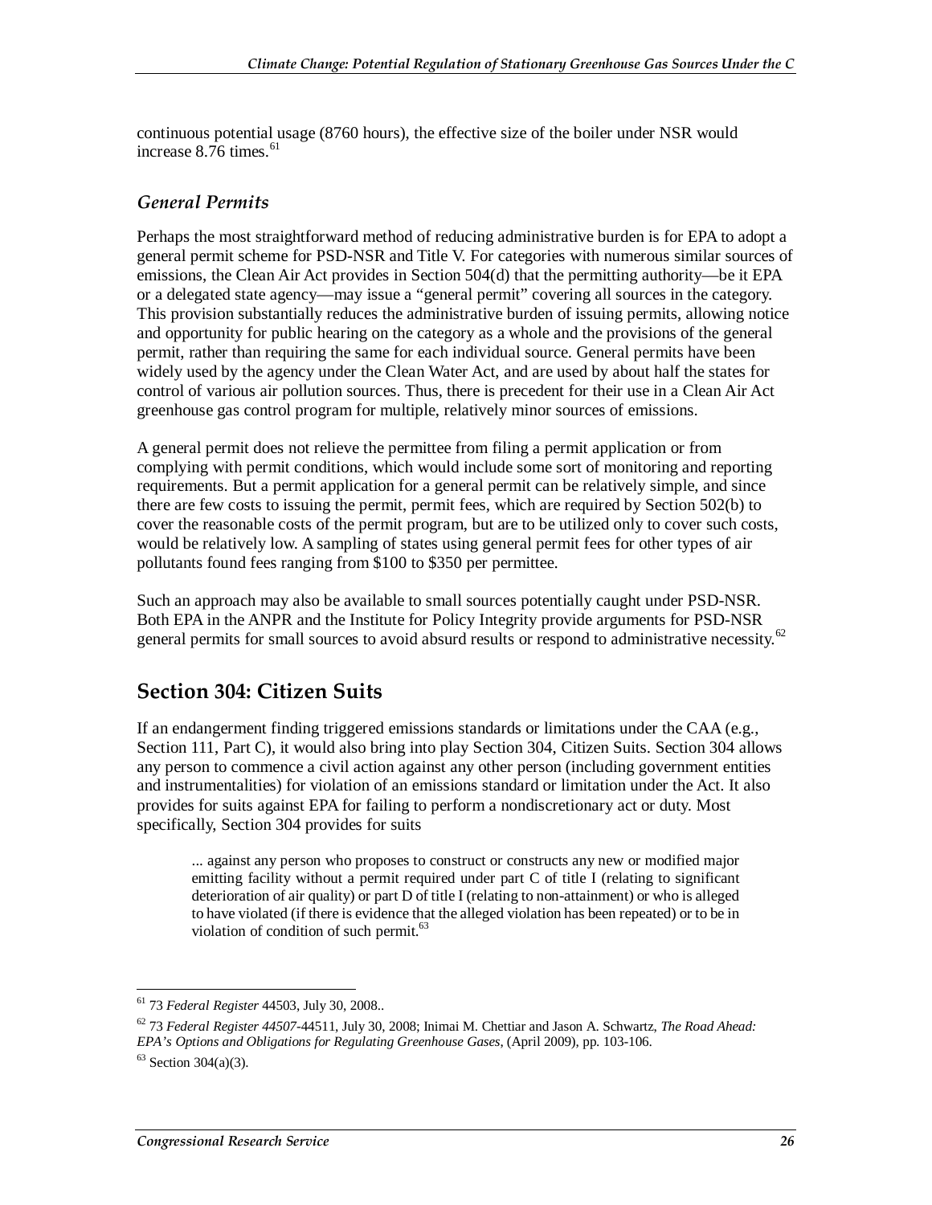continuous potential usage (8760 hours), the effective size of the boiler under NSR would increase 8.76 times.[61]

### *General Permits*

Perhaps the most straightforward method of reducing administrative burden is for EPA to adopt a general permit scheme for PSD-NSR and Title V. For categories with numerous similar sources of emissions, the Clean Air Act provides in Section 504(d) that the permitting authority—be it EPA or a delegated state agency—may issue a "general permit" covering all sources in the category. This provision substantially reduces the administrative burden of issuing permits, allowing notice and opportunity for public hearing on the category as a whole and the provisions of the general permit, rather than requiring the same for each individual source. General permits have been widely used by the agency under the Clean Water Act, and are used by about half the states for control of various air pollution sources. Thus, there is precedent for their use in a Clean Air Act greenhouse gas control program for multiple, relatively minor sources of emissions.

A general permit does not relieve the permittee from filing a permit application or from complying with permit conditions, which would include some sort of monitoring and reporting requirements. But a permit application for a general permit can be relatively simple, and since there are few costs to issuing the permit, permit fees, which are required by Section 502(b) to cover the reasonable costs of the permit program, but are to be utilized only to cover such costs, would be relatively low. A sampling of states using general permit fees for other types of air pollutants found fees ranging from $100 to $350 per permittee.

Such an approach may also be available to small sources potentially caught under PSD-NSR. Both EPA in the ANPR and the Institute for Policy Integrity provide arguments for PSD-NSR general permits for small sources to avoid absurd results or respond to administrative necessity.[62]

## Section 304: Citizen Suits

If an endangerment finding triggered emissions standards or limitations under the CAA (e.g., Section 111, Part C), it would also bring into play Section 304, Citizen Suits. Section 304 allows any person to commence a civil action against any other person (including government entities and instrumentalities) for violation of an emissions standard or limitation under the Act. It also provides for suits against EPA for failing to perform a nondiscretionary act or duty. Most specifically, Section 304 provides for suits

> ... against any person who proposes to construct or constructs any new or modified major emitting facility without a permit required under part C of title I (relating to significant deterioration of air quality) or part D of title I (relating to non-attainment) or who is alleged to have violated (if there is evidence that the alleged violation has been repeated) or to be in violation of condition of such permit.[63]

---

[61] 73 *Federal Register* 44503, July 30, 2008..

[62] 73 *Federal Register 44507*-44511, July 30, 2008; Inimai M. Chettiar and Jason A. Schwartz, *The Road Ahead: EPA's Options and Obligations for Regulating Greenhouse Gases*, (April 2009), pp. 103-106.

[63] Section 304(a)(3).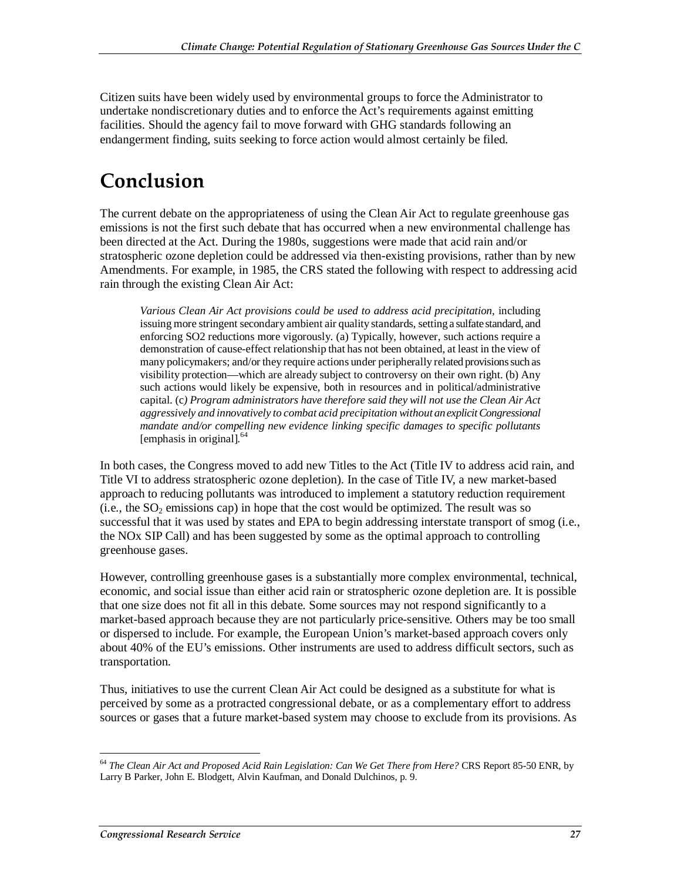Citizen suits have been widely used by environmental groups to force the Administrator to undertake nondiscretionary duties and to enforce the Act's requirements against emitting facilities. Should the agency fail to move forward with GHG standards following an endangerment finding, suits seeking to force action would almost certainly be filed.

# Conclusion

The current debate on the appropriateness of using the Clean Air Act to regulate greenhouse gas emissions is not the first such debate that has occurred when a new environmental challenge has been directed at the Act. During the 1980s, suggestions were made that acid rain and/or stratospheric ozone depletion could be addressed via then-existing provisions, rather than by new Amendments. For example, in 1985, the CRS stated the following with respect to addressing acid rain through the existing Clean Air Act:

> *Various Clean Air Act provisions could be used to address acid precipitation,* including issuing more stringent secondary ambient air quality standards, setting a sulfate standard, and enforcing SO2 reductions more vigorously. (a) Typically, however, such actions require a demonstration of cause-effect relationship that has not been obtained, at least in the view of many policymakers; and/or they require actions under peripherally related provisions such as visibility protection—which are already subject to controversy on their own right. (b) Any such actions would likely be expensive, both in resources and in political/administrative capital. (c*) Program administrators have therefore said they will not use the Clean Air Act aggressively and innovatively to combat acid precipitation without an explicit Congressional mandate and/or compelling new evidence linking specific damages to specific pollutants* [emphasis in original].[64]

In both cases, the Congress moved to add new Titles to the Act (Title IV to address acid rain, and Title VI to address stratospheric ozone depletion). In the case of Title IV, a new market-based approach to reducing pollutants was introduced to implement a statutory reduction requirement (i.e., the $SO_2$ emissions cap) in hope that the cost would be optimized. The result was so successful that it was used by states and EPA to begin addressing interstate transport of smog (i.e., the NOx SIP Call) and has been suggested by some as the optimal approach to controlling greenhouse gases.

However, controlling greenhouse gases is a substantially more complex environmental, technical, economic, and social issue than either acid rain or stratospheric ozone depletion are. It is possible that one size does not fit all in this debate. Some sources may not respond significantly to a market-based approach because they are not particularly price-sensitive. Others may be too small or dispersed to include. For example, the European Union's market-based approach covers only about 40% of the EU's emissions. Other instruments are used to address difficult sectors, such as transportation.

Thus, initiatives to use the current Clean Air Act could be designed as a substitute for what is perceived by some as a protracted congressional debate, or as a complementary effort to address sources or gases that a future market-based system may choose to exclude from its provisions. As

---

[64] *The Clean Air Act and Proposed Acid Rain Legislation: Can We Get There from Here?* CRS Report 85-50 ENR, by Larry B Parker, John E. Blodgett, Alvin Kaufman, and Donald Dulchinos, p. 9.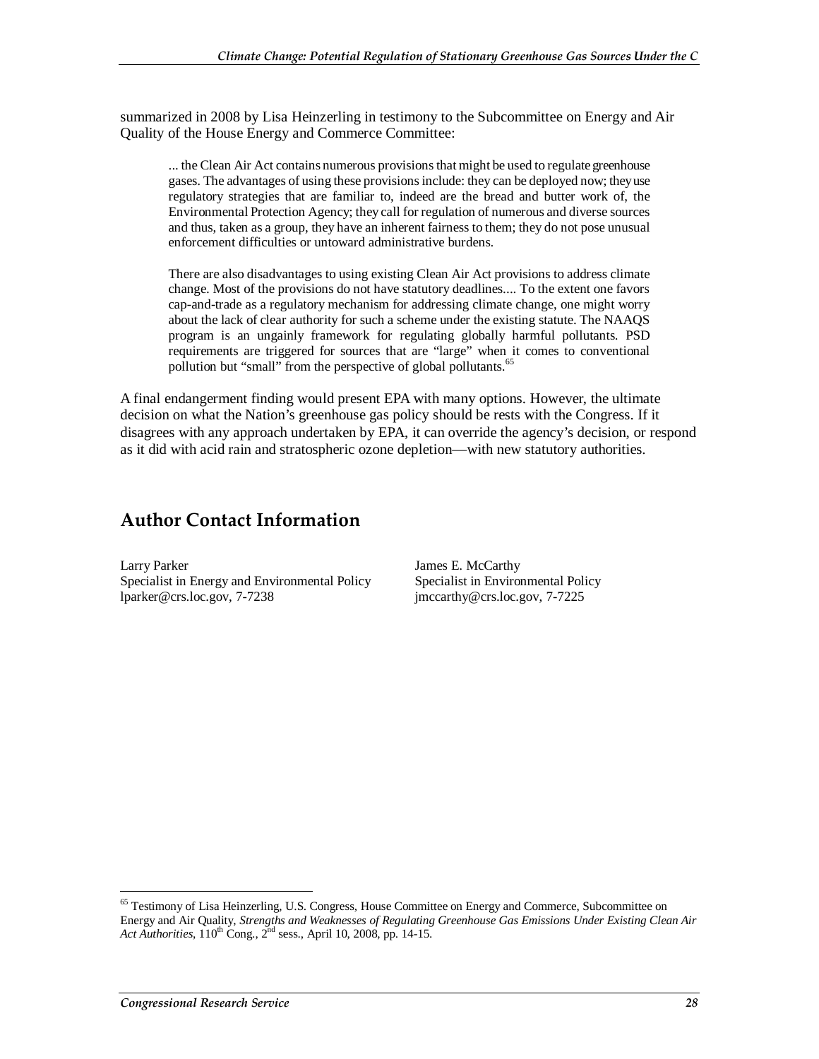summarized in 2008 by Lisa Heinzerling in testimony to the Subcommittee on Energy and Air Quality of the House Energy and Commerce Committee:

> ... the Clean Air Act contains numerous provisions that might be used to regulate greenhouse gases. The advantages of using these provisions include: they can be deployed now; they use regulatory strategies that are familiar to, indeed are the bread and butter work of, the Environmental Protection Agency; they call for regulation of numerous and diverse sources and thus, taken as a group, they have an inherent fairness to them; they do not pose unusual enforcement difficulties or untoward administrative burdens.
>
> There are also disadvantages to using existing Clean Air Act provisions to address climate change. Most of the provisions do not have statutory deadlines.... To the extent one favors cap-and-trade as a regulatory mechanism for addressing climate change, one might worry about the lack of clear authority for such a scheme under the existing statute. The NAAQS program is an ungainly framework for regulating globally harmful pollutants. PSD requirements are triggered for sources that are "large" when it comes to conventional pollution but "small" from the perspective of global pollutants.[65]

A final endangerment finding would present EPA with many options. However, the ultimate decision on what the Nation's greenhouse gas policy should be rests with the Congress. If it disagrees with any approach undertaken by EPA, it can override the agency's decision, or respond as it did with acid rain and stratospheric ozone depletion—with new statutory authorities.

## Author Contact Information

Larry Parker
Specialist in Energy and Environmental Policy
lparker@crs.loc.gov, 7-7238

James E. McCarthy
Specialist in Environmental Policy
jmccarthy@crs.loc.gov, 7-7225

---

[65] Testimony of Lisa Heinzerling, U.S. Congress, House Committee on Energy and Commerce, Subcommittee on Energy and Air Quality, *Strengths and Weaknesses of Regulating Greenhouse Gas Emissions Under Existing Clean Air Act Authorities*, 110th Cong., 2nd sess., April 10, 2008, pp. 14-15.